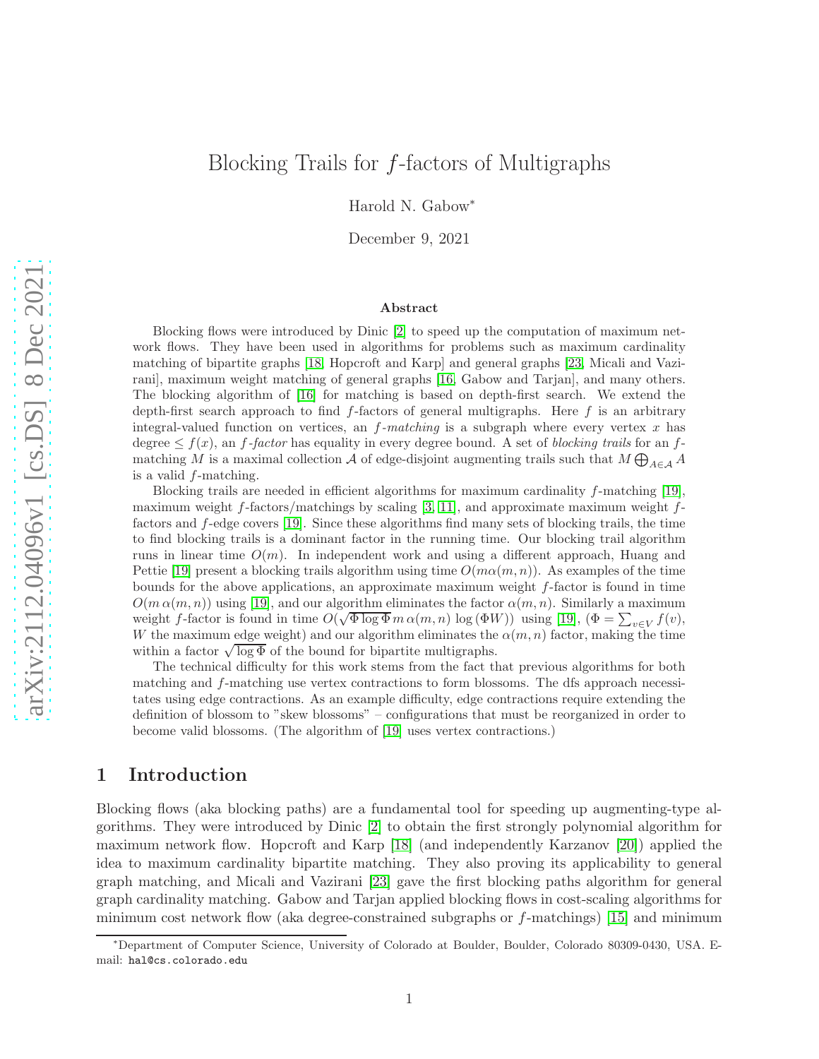# Blocking Trails for $f$-factors of Multigraphs

Harold N. Gabow*

December 9, 2021

**Abstract**

Blocking flows were introduced by Dinic [2] to speed up the computation of maximum network flows. They have been used in algorithms for problems such as maximum cardinality matching of bipartite graphs [18, Hopcroft and Karp] and general graphs [23, Micali and Vazirani], maximum weight matching of general graphs [16, Gabow and Tarjan], and many others. The blocking algorithm of [16] for matching is based on depth-first search. We extend the depth-first search approach to find $f$-factors of general multigraphs. Here $f$ is an arbitrary integral-valued function on vertices, an *$f$-matching* is a subgraph where every vertex $x$ has degree $\le f(x)$, an *$f$-factor* has equality in every degree bound. A set of *blocking trails* for an $f$-matching $M$ is a maximal collection $\mathcal{A}$ of edge-disjoint augmenting trails such that $M \bigoplus_{A \in \mathcal{A}} A$ is a valid $f$-matching.

Blocking trails are needed in efficient algorithms for maximum cardinality $f$-matching [19], maximum weight $f$-factors/matchings by scaling [3, 11], and approximate maximum weight $f$-factors and $f$-edge covers [19]. Since these algorithms find many sets of blocking trails, the time to find blocking trails is a dominant factor in the running time. Our blocking trail algorithm runs in linear time $O(m)$. In independent work and using a different approach, Huang and Pettie [19] present a blocking trails algorithm using time $O(m\alpha(m, n))$. As examples of the time bounds for the above applications, an approximate maximum weight $f$-factor is found in time $O(m\,\alpha(m, n))$ using [19], and our algorithm eliminates the factor $\alpha(m, n)$. Similarly a maximum weight $f$-factor is found in time $O(\sqrt{\Phi \log \Phi}\, m\,\alpha(m, n)\, \log(\Phi W))$ using [19], ($\Phi = \sum_{v \in V} f(v)$, $W$ the maximum edge weight) and our algorithm eliminates the $\alpha(m, n)$ factor, making the time within a factor $\sqrt{\log \Phi}$ of the bound for bipartite multigraphs.

The technical difficulty for this work stems from the fact that previous algorithms for both matching and $f$-matching use vertex contractions to form blossoms. The dfs approach necessitates using edge contractions. As an example difficulty, edge contractions require extending the definition of blossom to "skew blossoms" – configurations that must be reorganized in order to become valid blossoms. (The algorithm of [19] uses vertex contractions.)

## 1 Introduction

Blocking flows (aka blocking paths) are a fundamental tool for speeding up augmenting-type algorithms. They were introduced by Dinic [2] to obtain the first strongly polynomial algorithm for maximum network flow. Hopcroft and Karp [18] (and independently Karzanov [20]) applied the idea to maximum cardinality bipartite matching. They also proving its applicability to general graph matching, and Micali and Vazirani [23] gave the first blocking paths algorithm for general graph cardinality matching. Gabow and Tarjan applied blocking flows in cost-scaling algorithms for minimum cost network flow (aka degree-constrained subgraphs or $f$-matchings) [15] and minimum

*Department of Computer Science, University of Colorado at Boulder, Boulder, Colorado 80309-0430, USA. E-mail: hal@cs.colorado.edu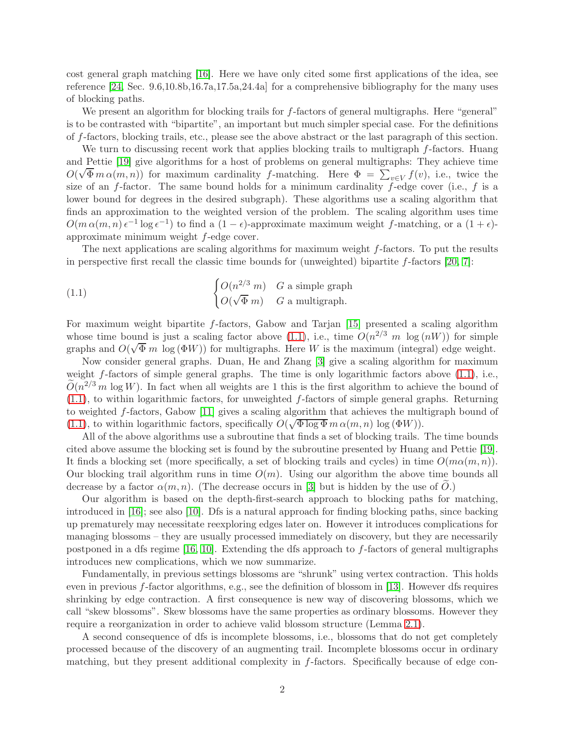cost general graph matching [16]. Here we have only cited some first applications of the idea, see reference [24, Sec. 9.6,10.8b,16.7a,17.5a,24.4a] for a comprehensive bibliography for the many uses of blocking paths.

We present an algorithm for blocking trails for $f$-factors of general multigraphs. Here "general" is to be contrasted with "bipartite", an important but much simpler special case. For the definitions of $f$-factors, blocking trails, etc., please see the above abstract or the last paragraph of this section.

We turn to discussing recent work that applies blocking trails to multigraph $f$-factors. Huang and Pettie [19] give algorithms for a host of problems on general multigraphs: They achieve time $O(\sqrt{\Phi}\, m\, \alpha(m,n))$ for maximum cardinality $f$-matching. Here $\Phi = \sum_{v\in V} f(v)$, i.e., twice the size of an $f$-factor. The same bound holds for a minimum cardinality $f$-edge cover (i.e., $f$ is a lower bound for degrees in the desired subgraph). These algorithms use a scaling algorithm that finds an approximation to the weighted version of the problem. The scaling algorithm uses time $O(m\, \alpha(m,n)\, \epsilon^{-1} \log \epsilon^{-1})$ to find a $(1-\epsilon)$-approximate maximum weight $f$-matching, or a $(1+\epsilon)$-approximate minimum weight $f$-edge cover.

The next applications are scaling algorithms for maximum weight $f$-factors. To put the results in perspective first recall the classic time bounds for (unweighted) bipartite $f$-factors [20, 7]:

$$\begin{cases} O(n^{2/3}\, m) & G \text{ a simple graph} \\ O(\sqrt{\Phi}\, m) & G \text{ a multigraph.} \end{cases} \tag{1.1}$$

For maximum weight bipartite $f$-factors, Gabow and Tarjan [15] presented a scaling algorithm whose time bound is just a scaling factor above (1.1), i.e., time $O(n^{2/3}\, m\, \log(nW))$ for simple graphs and $O(\sqrt{\Phi}\, m\, \log(\Phi W))$ for multigraphs. Here $W$ is the maximum (integral) edge weight.

Now consider general graphs. Duan, He and Zhang [3] give a scaling algorithm for maximum weight $f$-factors of simple general graphs. The time is only logarithmic factors above (1.1), i.e., $\widetilde{O}(n^{2/3}\, m \log W)$. In fact when all weights are 1 this is the first algorithm to achieve the bound of (1.1), to within logarithmic factors, for unweighted $f$-factors of simple general graphs. Returning to weighted $f$-factors, Gabow [11] gives a scaling algorithm that achieves the multigraph bound of (1.1), to within logarithmic factors, specifically $O(\sqrt{\Phi \log \Phi}\, m\, \alpha(m,n)\, \log(\Phi W))$.

All of the above algorithms use a subroutine that finds a set of blocking trails. The time bounds cited above assume the blocking set is found by the subroutine presented by Huang and Pettie [19]. It finds a blocking set (more specifically, a set of blocking trails and cycles) in time $O(m\alpha(m,n))$. Our blocking trail algorithm runs in time $O(m)$. Using our algorithm the above time bounds all decrease by a factor $\alpha(m,n)$. (The decrease occurs in [3] but is hidden by the use of $\widetilde{O}$.)

Our algorithm is based on the depth-first-search approach to blocking paths for matching, introduced in [16]; see also [10]. Dfs is a natural approach for finding blocking paths, since backing up prematurely may necessitate reexploring edges later on. However it introduces complications for managing blossoms – they are usually processed immediately on discovery, but they are necessarily postponed in a dfs regime [16, 10]. Extending the dfs approach to $f$-factors of general multigraphs introduces new complications, which we now summarize.

Fundamentally, in previous settings blossoms are "shrunk" using vertex contraction. This holds even in previous $f$-factor algorithms, e.g., see the definition of blossom in [13]. However dfs requires shrinking by edge contraction. A first consequence is new way of discovering blossoms, which we call "skew blossoms". Skew blossoms have the same properties as ordinary blossoms. However they require a reorganization in order to achieve valid blossom structure (Lemma 2.1).

A second consequence of dfs is incomplete blossoms, i.e., blossoms that do not get completely processed because of the discovery of an augmenting trail. Incomplete blossoms occur in ordinary matching, but they present additional complexity in $f$-factors. Specifically because of edge con-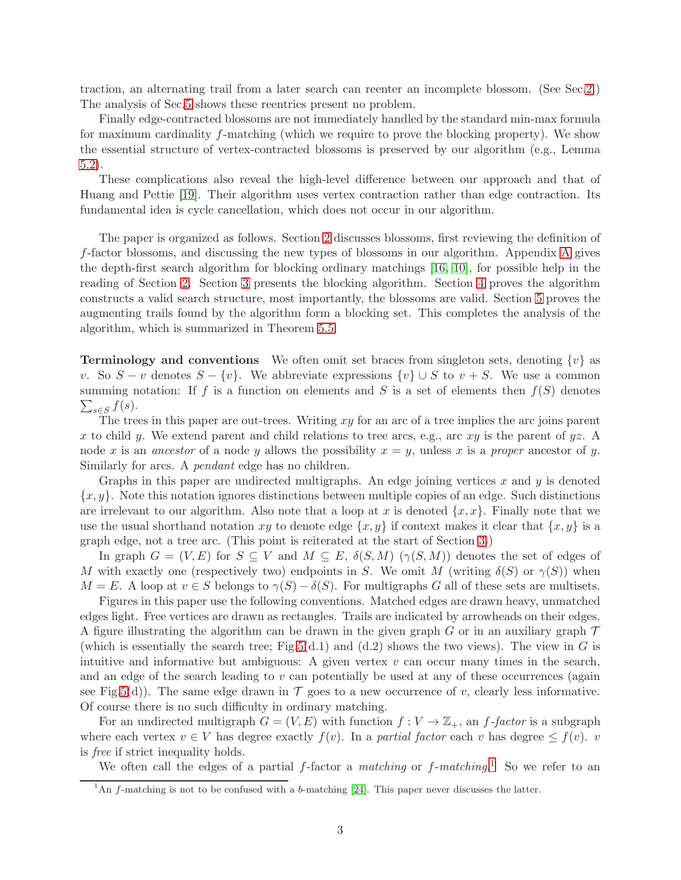traction, an alternating trail from a later search can reenter an incomplete blossom. (See Sec.2.) The analysis of Sec.5 shows these reentries present no problem.

Finally edge-contracted blossoms are not immediately handled by the standard min-max formula for maximum cardinality $f$-matching (which we require to prove the blocking property). We show the essential structure of vertex-contracted blossoms is preserved by our algorithm (e.g., Lemma 5.2).

These complications also reveal the high-level difference between our approach and that of Huang and Pettie [19]. Their algorithm uses vertex contraction rather than edge contraction. Its fundamental idea is cycle cancellation, which does not occur in our algorithm.

The paper is organized as follows. Section 2 discusses blossoms, first reviewing the definition of $f$-factor blossoms, and discussing the new types of blossoms in our algorithm. Appendix A gives the depth-first search algorithm for blocking ordinary matchings [16, 10], for possible help in the reading of Section 2. Section 3 presents the blocking algorithm. Section 4 proves the algorithm constructs a valid search structure, most importantly, the blossoms are valid. Section 5 proves the augmenting trails found by the algorithm form a blocking set. This completes the analysis of the algorithm, which is summarized in Theorem 5.5.

**Terminology and conventions** We often omit set braces from singleton sets, denoting $\{v\}$ as $v$. So $S - v$ denotes $S - \{v\}$. We abbreviate expressions $\{v\} \cup S$ to $v + S$. We use a common summing notation: If $f$ is a function on elements and $S$ is a set of elements then $f(S)$ denotes $\sum_{s \in S} f(s)$.

The trees in this paper are out-trees. Writing $xy$ for an arc of a tree implies the arc joins parent $x$ to child $y$. We extend parent and child relations to tree arcs, e.g., arc $xy$ is the parent of $yz$. A node $x$ is an *ancestor* of a node $y$ allows the possibility $x = y$, unless $x$ is a *proper* ancestor of $y$. Similarly for arcs. A *pendant* edge has no children.

Graphs in this paper are undirected multigraphs. An edge joining vertices $x$ and $y$ is denoted $\{x, y\}$. Note this notation ignores distinctions between multiple copies of an edge. Such distinctions are irrelevant to our algorithm. Also note that a loop at $x$ is denoted $\{x, x\}$. Finally note that we use the usual shorthand notation $xy$ to denote edge $\{x, y\}$ if context makes it clear that $\{x, y\}$ is a graph edge, not a tree arc. (This point is reiterated at the start of Section 3.)

In graph $G = (V, E)$ for $S \subseteq V$ and $M \subseteq E$, $\delta(S, M)$ ($\gamma(S, M)$) denotes the set of edges of $M$ with exactly one (respectively two) endpoints in $S$. We omit $M$ (writing $\delta(S)$ or $\gamma(S)$) when $M = E$. A loop at $v \in S$ belongs to $\gamma(S) - \delta(S)$. For multigraphs $G$ all of these sets are multisets.

Figures in this paper use the following conventions. Matched edges are drawn heavy, unmatched edges light. Free vertices are drawn as rectangles. Trails are indicated by arrowheads on their edges. A figure illustrating the algorithm can be drawn in the given graph $G$ or in an auxiliary graph $\mathcal{T}$ (which is essentially the search tree; Fig.5(d.1) and (d.2) shows the two views). The view in $G$ is intuitive and informative but ambiguous: A given vertex $v$ can occur many times in the search, and an edge of the search leading to $v$ can potentially be used at any of these occurrences (again see Fig.5(d)). The same edge drawn in $\mathcal{T}$ goes to a new occurrence of $v$, clearly less informative. Of course there is no such difficulty in ordinary matching.

For an undirected multigraph $G = (V, E)$ with function $f : V \to \mathbb{Z}_+$, an *$f$-factor* is a subgraph where each vertex $v \in V$ has degree exactly $f(v)$. In a *partial factor* each $v$ has degree $\le f(v)$. $v$ is *free* if strict inequality holds.

We often call the edges of a partial $f$-factor a *matching* or *$f$-matching*.[1] So we refer to an

[1] An $f$-matching is not to be confused with a $b$-matching [24]. This paper never discusses the latter.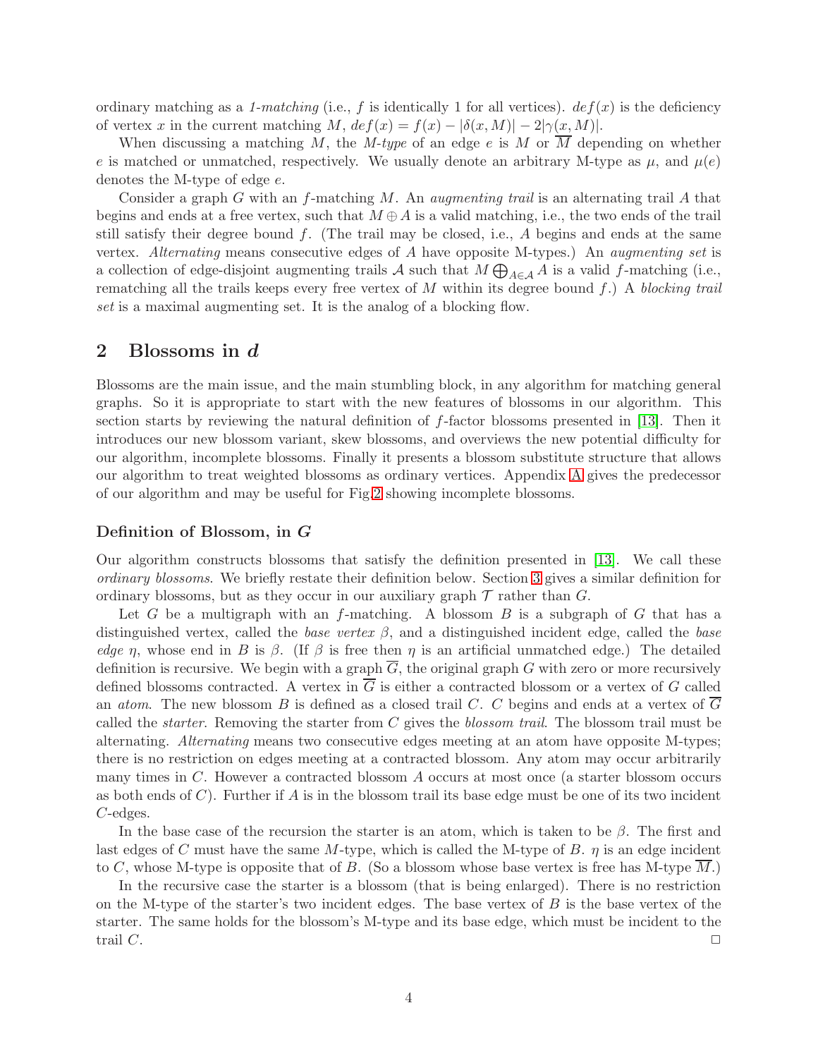ordinary matching as a *1-matching* (i.e., $f$ is identically 1 for all vertices). $def(x)$ is the deficiency of vertex $x$ in the current matching $M$, $def(x) = f(x) - |\delta(x, M)| - 2|\gamma(x, M)|$.

When discussing a matching $M$, the *M-type* of an edge $e$ is $M$ or $\overline{M}$ depending on whether $e$ is matched or unmatched, respectively. We usually denote an arbitrary M-type as $\mu$, and $\mu(e)$ denotes the M-type of edge $e$.

Consider a graph $G$ with an $f$-matching $M$. An *augmenting trail* is an alternating trail $A$ that begins and ends at a free vertex, such that $M \oplus A$ is a valid matching, i.e., the two ends of the trail still satisfy their degree bound $f$. (The trail may be closed, i.e., $A$ begins and ends at the same vertex. *Alternating* means consecutive edges of $A$ have opposite M-types.) An *augmenting set* is a collection of edge-disjoint augmenting trails $\mathcal{A}$ such that $M \bigoplus_{A \in \mathcal{A}} A$ is a valid $f$-matching (i.e., rematching all the trails keeps every free vertex of $M$ within its degree bound $f$.) A *blocking trail set* is a maximal augmenting set. It is the analog of a blocking flow.

## 2 Blossoms in $d$

Blossoms are the main issue, and the main stumbling block, in any algorithm for matching general graphs. So it is appropriate to start with the new features of blossoms in our algorithm. This section starts by reviewing the natural definition of $f$-factor blossoms presented in [13]. Then it introduces our new blossom variant, skew blossoms, and overviews the new potential difficulty for our algorithm, incomplete blossoms. Finally it presents a blossom substitute structure that allows our algorithm to treat weighted blossoms as ordinary vertices. Appendix A gives the predecessor of our algorithm and may be useful for Fig.2 showing incomplete blossoms.

### Definition of Blossom, in $G$

Our algorithm constructs blossoms that satisfy the definition presented in [13]. We call these *ordinary blossoms*. We briefly restate their definition below. Section 3 gives a similar definition for ordinary blossoms, but as they occur in our auxiliary graph $\mathcal{T}$ rather than $G$.

Let $G$ be a multigraph with an $f$-matching. A blossom $B$ is a subgraph of $G$ that has a distinguished vertex, called the *base vertex* $\beta$, and a distinguished incident edge, called the *base edge* $\eta$, whose end in $B$ is $\beta$. (If $\beta$ is free then $\eta$ is an artificial unmatched edge.) The detailed definition is recursive. We begin with a graph $\overline{G}$, the original graph $G$ with zero or more recursively defined blossoms contracted. A vertex in $\overline{G}$ is either a contracted blossom or a vertex of $G$ called an *atom*. The new blossom $B$ is defined as a closed trail $C$. $C$ begins and ends at a vertex of $\overline{G}$ called the *starter*. Removing the starter from $C$ gives the *blossom trail*. The blossom trail must be alternating. *Alternating* means two consecutive edges meeting at an atom have opposite M-types; there is no restriction on edges meeting at a contracted blossom. Any atom may occur arbitrarily many times in $C$. However a contracted blossom $A$ occurs at most once (a starter blossom occurs as both ends of $C$). Further if $A$ is in the blossom trail its base edge must be one of its two incident $C$-edges.

In the base case of the recursion the starter is an atom, which is taken to be $\beta$. The first and last edges of $C$ must have the same $M$-type, which is called the M-type of $B$. $\eta$ is an edge incident to $C$, whose M-type is opposite that of $B$. (So a blossom whose base vertex is free has M-type $\overline{M}$.)

In the recursive case the starter is a blossom (that is being enlarged). There is no restriction on the M-type of the starter's two incident edges. The base vertex of $B$ is the base vertex of the starter. The same holds for the blossom's M-type and its base edge, which must be incident to the trail $C$. □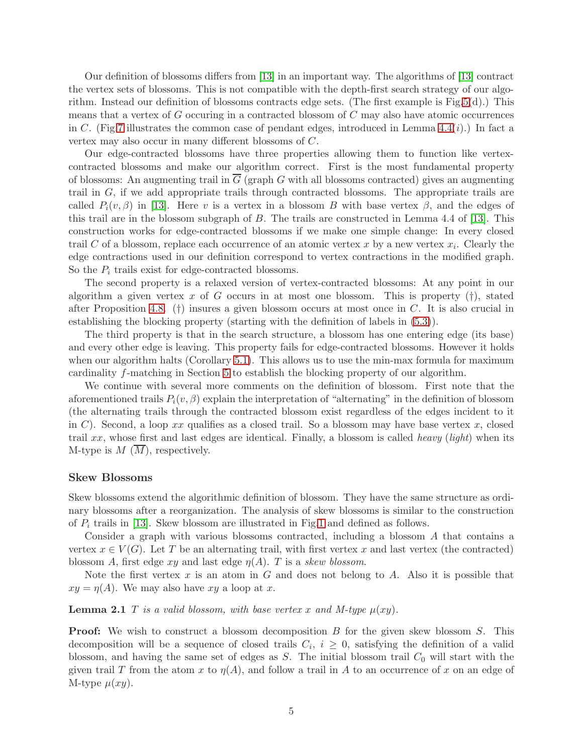Our definition of blossoms differs from [13] in an important way. The algorithms of [13] contract the vertex sets of blossoms. This is not compatible with the depth-first search strategy of our algorithm. Instead our definition of blossoms contracts edge sets. (The first example is Fig.5(d).) This means that a vertex of $G$ occuring in a contracted blossom of $C$ may also have atomic occurrences in $C$. (Fig.7 illustrates the common case of pendant edges, introduced in Lemma 4.4($i$).) In fact a vertex may also occur in many different blossoms of $C$.

Our edge-contracted blossoms have three properties allowing them to function like vertex-contracted blossoms and make our algorithm correct. First is the most fundamental property of blossoms: An augmenting trail in $\overline{G}$ (graph $G$ with all blossoms contracted) gives an augmenting trail in $G$, if we add appropriate trails through contracted blossoms. The appropriate trails are called $P_i(v, \beta)$ in [13]. Here $v$ is a vertex in a blossom $B$ with base vertex $\beta$, and the edges of this trail are in the blossom subgraph of $B$. The trails are constructed in Lemma 4.4 of [13]. This construction works for edge-contracted blossoms if we make one simple change: In every closed trail $C$ of a blossom, replace each occurrence of an atomic vertex $x$ by a new vertex $x_i$. Clearly the edge contractions used in our definition correspond to vertex contractions in the modified graph. So the $P_i$ trails exist for edge-contracted blossoms.

The second property is a relaxed version of vertex-contracted blossoms: At any point in our algorithm a given vertex $x$ of $G$ occurs in at most one blossom. This is property (†), stated after Proposition 4.8. (†) insures a given blossom occurs at most once in $C$. It is also crucial in establishing the blocking property (starting with the definition of labels in (5.3)).

The third property is that in the search structure, a blossom has one entering edge (its base) and every other edge is leaving. This property fails for edge-contracted blossoms. However it holds when our algorithm halts (Corollary 5.1). This allows us to use the min-max formula for maximum cardinality $f$-matching in Section 5 to establish the blocking property of our algorithm.

We continue with several more comments on the definition of blossom. First note that the aforementioned trails $P_i(v, \beta)$ explain the interpretation of "alternating" in the definition of blossom (the alternating trails through the contracted blossom exist regardless of the edges incident to it in $C$). Second, a loop $xx$ qualifies as a closed trail. So a blossom may have base vertex $x$, closed trail $xx$, whose first and last edges are identical. Finally, a blossom is called *heavy* (*light*) when its M-type is $M$ ($\overline{M}$), respectively.

### Skew Blossoms

Skew blossoms extend the algorithmic definition of blossom. They have the same structure as ordinary blossoms after a reorganization. The analysis of skew blossoms is similar to the construction of $P_i$ trails in [13]. Skew blossom are illustrated in Fig.1 and defined as follows.

Consider a graph with various blossoms contracted, including a blossom $A$ that contains a vertex $x \in V(G)$. Let $T$ be an alternating trail, with first vertex $x$ and last vertex (the contracted) blossom $A$, first edge $xy$ and last edge $\eta(A)$. $T$ is a *skew blossom*.

Note the first vertex $x$ is an atom in $G$ and does not belong to $A$. Also it is possible that $xy = \eta(A)$. We may also have $xy$ a loop at $x$.

**Lemma 2.1** *$T$ is a valid blossom, with base vertex $x$ and M-type $\mu(xy)$.*

**Proof:** We wish to construct a blossom decomposition $B$ for the given skew blossom $S$. This decomposition will be a sequence of closed trails $C_i$, $i \geq 0$, satisfying the definition of a valid blossom, and having the same set of edges as $S$. The initial blossom trail $C_0$ will start with the given trail $T$ from the atom $x$ to $\eta(A)$, and follow a trail in $A$ to an occurrence of $x$ on an edge of M-type $\mu(xy)$.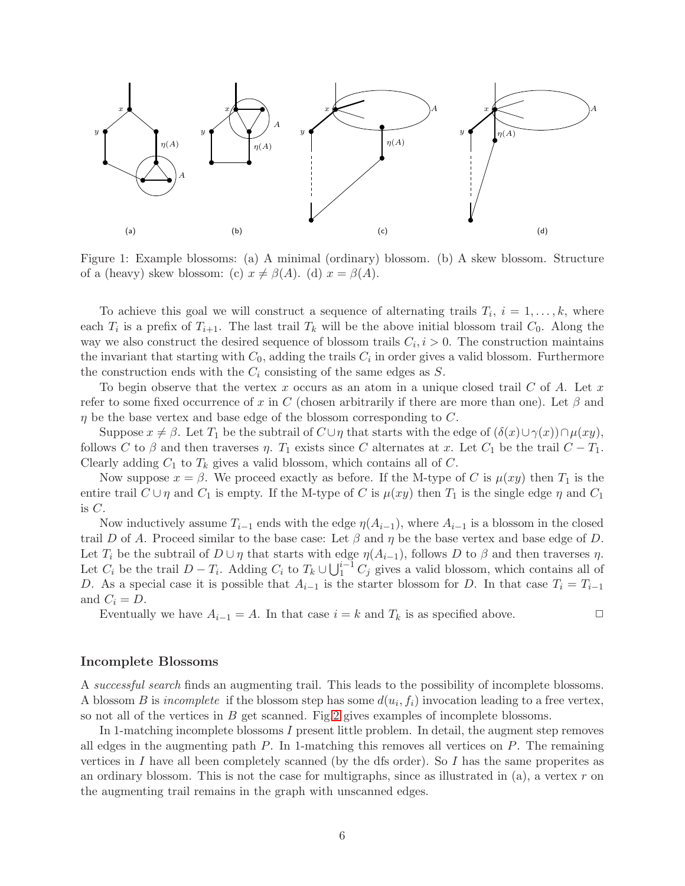Figure 1: Example blossoms: (a) A minimal (ordinary) blossom. (b) A skew blossom. Structure of a (heavy) skew blossom: (c) $x \neq \beta(A)$. (d) $x = \beta(A)$.

To achieve this goal we will construct a sequence of alternating trails $T_i$, $i = 1, \ldots, k$, where each $T_i$ is a prefix of $T_{i+1}$. The last trail $T_k$ will be the above initial blossom trail $C_0$. Along the way we also construct the desired sequence of blossom trails $C_i, i > 0$. The construction maintains the invariant that starting with $C_0$, adding the trails $C_i$ in order gives a valid blossom. Furthermore the construction ends with the $C_i$ consisting of the same edges as $S$.

To begin observe that the vertex $x$ occurs as an atom in a unique closed trail $C$ of $A$. Let $x$ refer to some fixed occurrence of $x$ in $C$ (chosen arbitrarily if there are more than one). Let $\beta$ and $\eta$ be the base vertex and base edge of the blossom corresponding to $C$.

Suppose $x \neq \beta$. Let $T_1$ be the subtrail of $C \cup \eta$ that starts with the edge of $(\delta(x) \cup \gamma(x)) \cap \mu(xy)$, follows $C$ to $\beta$ and then traverses $\eta$. $T_1$ exists since $C$ alternates at $x$. Let $C_1$ be the trail $C - T_1$. Clearly adding $C_1$ to $T_k$ gives a valid blossom, which contains all of $C$.

Now suppose $x = \beta$. We proceed exactly as before. If the M-type of $C$ is $\mu(xy)$ then $T_1$ is the entire trail $C \cup \eta$ and $C_1$ is empty. If the M-type of $C$ is $\mu(xy)$ then $T_1$ is the single edge $\eta$ and $C_1$ is $C$.

Now inductively assume $T_{i-1}$ ends with the edge $\eta(A_{i-1})$, where $A_{i-1}$ is a blossom in the closed trail $D$ of $A$. Proceed similar to the base case: Let $\beta$ and $\eta$ be the base vertex and base edge of $D$. Let $T_i$ be the subtrail of $D \cup \eta$ that starts with edge $\eta(A_{i-1})$, follows $D$ to $\beta$ and then traverses $\eta$. Let $C_i$ be the trail $D - T_i$. Adding $C_i$ to $T_k \cup \bigcup_1^{i-1} C_j$ gives a valid blossom, which contains all of $D$. As a special case it is possible that $A_{i-1}$ is the starter blossom for $D$. In that case $T_i = T_{i-1}$ and $C_i = D$.

Eventually we have $A_{i-1} = A$. In that case $i = k$ and $T_k$ is as specified above. $\square$

### Incomplete Blossoms

A *successful search* finds an augmenting trail. This leads to the possibility of incomplete blossoms. A blossom $B$ is *incomplete* if the blossom step has some $d(u_i, f_i)$ invocation leading to a free vertex, so not all of the vertices in $B$ get scanned. Fig 2 gives examples of incomplete blossoms.

In 1-matching incomplete blossoms $I$ present little problem. In detail, the augment step removes all edges in the augmenting path $P$. In 1-matching this removes all vertices on $P$. The remaining vertices in $I$ have all been completely scanned (by the dfs order). So $I$ has the same properites as an ordinary blossom. This is not the case for multigraphs, since as illustrated in (a), a vertex $r$ on the augmenting trail remains in the graph with unscanned edges.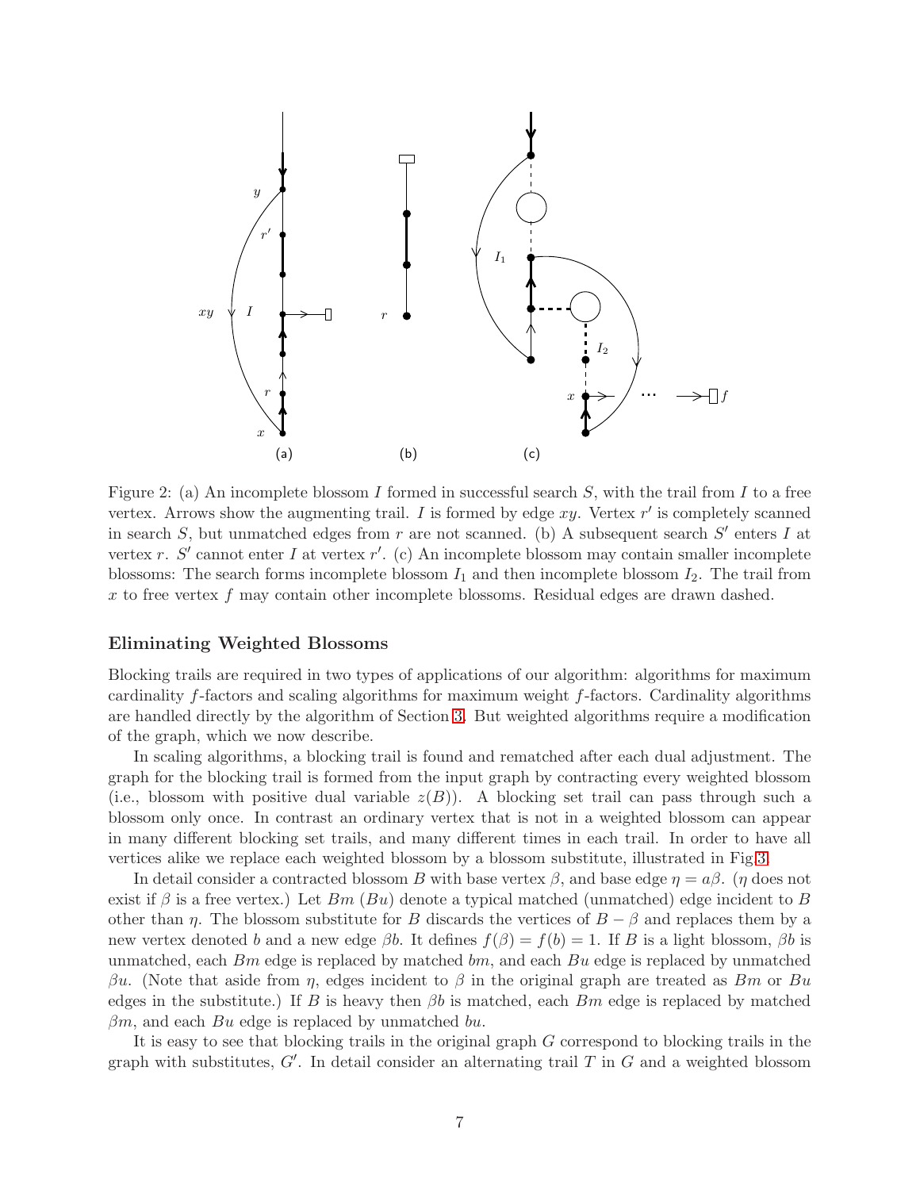Figure 2: (a) An incomplete blossom $I$ formed in successful search $S$, with the trail from $I$ to a free vertex. Arrows show the augmenting trail. $I$ is formed by edge $xy$. Vertex $r'$ is completely scanned in search $S$, but unmatched edges from $r$ are not scanned. (b) A subsequent search $S'$ enters $I$ at vertex $r$. $S'$ cannot enter $I$ at vertex $r'$. (c) An incomplete blossom may contain smaller incomplete blossoms: The search forms incomplete blossom $I_1$ and then incomplete blossom $I_2$. The trail from $x$ to free vertex $f$ may contain other incomplete blossoms. Residual edges are drawn dashed.

### Eliminating Weighted Blossoms

Blocking trails are required in two types of applications of our algorithm: algorithms for maximum cardinality $f$-factors and scaling algorithms for maximum weight $f$-factors. Cardinality algorithms are handled directly by the algorithm of Section 3. But weighted algorithms require a modification of the graph, which we now describe.

In scaling algorithms, a blocking trail is found and rematched after each dual adjustment. The graph for the blocking trail is formed from the input graph by contracting every weighted blossom (i.e., blossom with positive dual variable $z(B)$). A blocking set trail can pass through such a blossom only once. In contrast an ordinary vertex that is not in a weighted blossom can appear in many different blocking set trails, and many different times in each trail. In order to have all vertices alike we replace each weighted blossom by a blossom substitute, illustrated in Fig 3.

In detail consider a contracted blossom $B$ with base vertex $\beta$, and base edge $\eta = a\beta$. ($\eta$ does not exist if $\beta$ is a free vertex.) Let $Bm$ ($Bu$) denote a typical matched (unmatched) edge incident to $B$ other than $\eta$. The blossom substitute for $B$ discards the vertices of $B - \beta$ and replaces them by a new vertex denoted $b$ and a new edge $\beta b$. It defines $f(\beta) = f(b) = 1$. If $B$ is a light blossom, $\beta b$ is unmatched, each $Bm$ edge is replaced by matched $bm$, and each $Bu$ edge is replaced by unmatched $\beta u$. (Note that aside from $\eta$, edges incident to $\beta$ in the original graph are treated as $Bm$ or $Bu$ edges in the substitute.) If $B$ is heavy then $\beta b$ is matched, each $Bm$ edge is replaced by matched $\beta m$, and each $Bu$ edge is replaced by unmatched $bu$.

It is easy to see that blocking trails in the original graph $G$ correspond to blocking trails in the graph with substitutes, $G'$. In detail consider an alternating trail $T$ in $G$ and a weighted blossom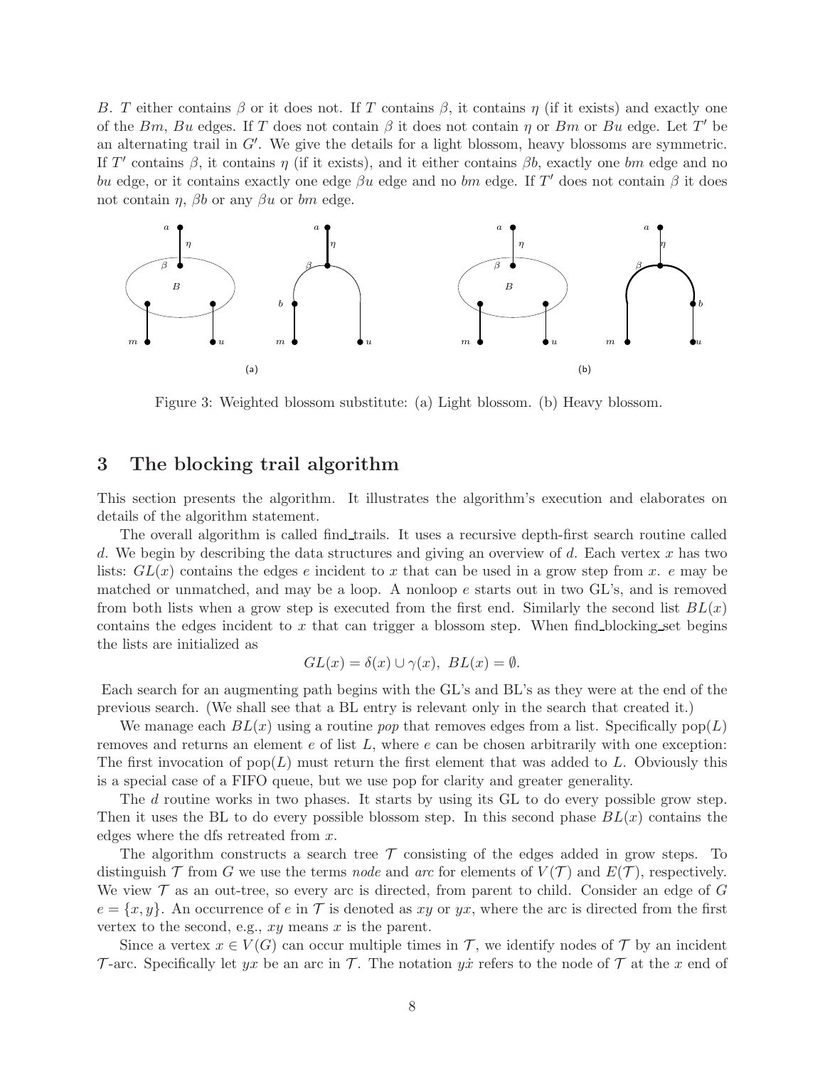$B$. $T$ either contains $\beta$ or it does not. If $T$ contains $\beta$, it contains $\eta$ (if it exists) and exactly one of the $Bm$, $Bu$ edges. If $T$ does not contain $\beta$ it does not contain $\eta$ or $Bm$ or $Bu$ edge. Let $T'$ be an alternating trail in $G'$. We give the details for a light blossom, heavy blossoms are symmetric. If $T'$ contains $\beta$, it contains $\eta$ (if it exists), and it either contains $\beta b$, exactly one $bm$ edge and no $bu$ edge, or it contains exactly one edge $\beta u$ edge and no $bm$ edge. If $T'$ does not contain $\beta$ it does not contain $\eta$, $\beta b$ or any $\beta u$ or $bm$ edge.

Figure 3: Weighted blossom substitute: (a) Light blossom. (b) Heavy blossom.

# 3 The blocking trail algorithm

This section presents the algorithm. It illustrates the algorithm's execution and elaborates on details of the algorithm statement.

The overall algorithm is called find_trails. It uses a recursive depth-first search routine called $d$. We begin by describing the data structures and giving an overview of $d$. Each vertex $x$ has two lists: $GL(x)$ contains the edges $e$ incident to $x$ that can be used in a grow step from $x$. $e$ may be matched or unmatched, and may be a loop. A nonloop $e$ starts out in two GL's, and is removed from both lists when a grow step is executed from the first end. Similarly the second list $BL(x)$ contains the edges incident to $x$ that can trigger a blossom step. When find_blocking_set begins the lists are initialized as

$$GL(x) = \delta(x) \cup \gamma(x),\ BL(x) = \emptyset.$$

Each search for an augmenting path begins with the GL's and BL's as they were at the end of the previous search. (We shall see that a BL entry is relevant only in the search that created it.)

We manage each $BL(x)$ using a routine *pop* that removes edges from a list. Specifically pop($L$) removes and returns an element $e$ of list $L$, where $e$ can be chosen arbitrarily with one exception: The first invocation of pop($L$) must return the first element that was added to $L$. Obviously this is a special case of a FIFO queue, but we use pop for clarity and greater generality.

The $d$ routine works in two phases. It starts by using its GL to do every possible grow step. Then it uses the BL to do every possible blossom step. In this second phase $BL(x)$ contains the edges where the dfs retreated from $x$.

The algorithm constructs a search tree $\mathcal{T}$ consisting of the edges added in grow steps. To distinguish $\mathcal{T}$ from $G$ we use the terms *node* and *arc* for elements of $V(\mathcal{T})$ and $E(\mathcal{T})$, respectively. We view $\mathcal{T}$ as an out-tree, so every arc is directed, from parent to child. Consider an edge of $G$ $e = \{x, y\}$. An occurrence of $e$ in $\mathcal{T}$ is denoted as $xy$ or $yx$, where the arc is directed from the first vertex to the second, e.g., $xy$ means $x$ is the parent.

Since a vertex $x \in V(G)$ can occur multiple times in $\mathcal{T}$, we identify nodes of $\mathcal{T}$ by an incident $\mathcal{T}$-arc. Specifically let $yx$ be an arc in $\mathcal{T}$. The notation $y\dot{x}$ refers to the node of $\mathcal{T}$ at the $x$ end of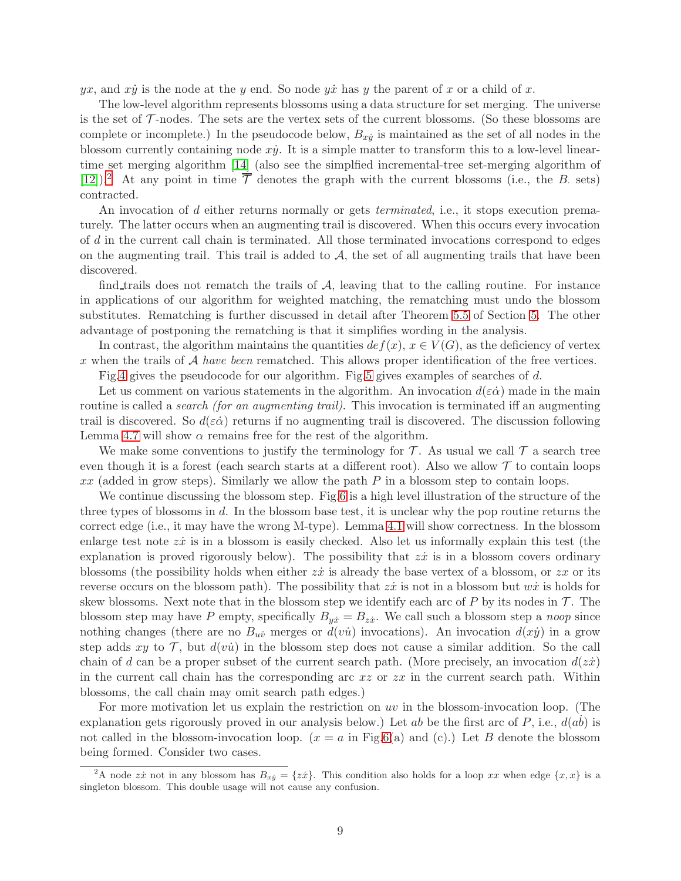$yx$, and $x\dot{y}$ is the node at the $y$ end. So node $y\dot{x}$ has $y$ the parent of $x$ or a child of $x$.

The low-level algorithm represents blossoms using a data structure for set merging. The universe is the set of $\mathcal{T}$-nodes. The sets are the vertex sets of the current blossoms. (So these blossoms are complete or incomplete.) In the pseudocode below, $B_{x\dot{y}}$ is maintained as the set of all nodes in the blossom currently containing node $x\dot{y}$. It is a simple matter to transform this to a low-level linear-time set merging algorithm [14] (also see the simplfied incremental-tree set-merging algorithm of [12]).[2] At any point in time $\overline{\mathcal{T}}$ denotes the graph with the current blossoms (i.e., the $B_{\cdot}$ sets) contracted.

An invocation of $d$ either returns normally or gets *terminated*, i.e., it stops execution prematurely. The latter occurs when an augmenting trail is discovered. When this occurs every invocation of $d$ in the current call chain is terminated. All those terminated invocations correspond to edges on the augmenting trail. This trail is added to $\mathcal{A}$, the set of all augmenting trails that have been discovered.

find_trails does not rematch the trails of $\mathcal{A}$, leaving that to the calling routine. For instance in applications of our algorithm for weighted matching, the rematching must undo the blossom substitutes. Rematching is further discussed in detail after Theorem 5.5 of Section 5. The other advantage of postponing the rematching is that it simplifies wording in the analysis.

In contrast, the algorithm maintains the quantities $def(x)$, $x \in V(G)$, as the deficiency of vertex $x$ when the trails of $\mathcal{A}$ *have been* rematched. This allows proper identification of the free vertices.

Fig.4 gives the pseudocode for our algorithm. Fig.5 gives examples of searches of $d$.

Let us comment on various statements in the algorithm. An invocation $d(\varepsilon\dot{\alpha})$ made in the main routine is called a *search (for an augmenting trail)*. This invocation is terminated iff an augmenting trail is discovered. So $d(\varepsilon\dot{\alpha})$ returns if no augmenting trail is discovered. The discussion following Lemma 4.7 will show $\alpha$ remains free for the rest of the algorithm.

We make some conventions to justify the terminology for $\mathcal{T}$. As usual we call $\mathcal{T}$ a search tree even though it is a forest (each search starts at a different root). Also we allow $\mathcal{T}$ to contain loops $xx$ (added in grow steps). Similarly we allow the path $P$ in a blossom step to contain loops.

We continue discussing the blossom step. Fig.6 is a high level illustration of the structure of the three types of blossoms in $d$. In the blossom base test, it is unclear why the pop routine returns the correct edge (i.e., it may have the wrong M-type). Lemma 4.1 will show correctness. In the blossom enlarge test note $z\dot{x}$ is in a blossom is easily checked. Also let us informally explain this test (the explanation is proved rigorously below). The possibility that $z\dot{x}$ is in a blossom covers ordinary blossoms (the possibility holds when either $z\dot{x}$ is already the base vertex of a blossom, or $zx$ or its reverse occurs on the blossom path). The possibility that $z\dot{x}$ is not in a blossom but $w\dot{x}$ is holds for skew blossoms. Next note that in the blossom step we identify each arc of $P$ by its nodes in $\mathcal{T}$. The blossom step may have $P$ empty, specifically $B_{y\dot{x}} = B_{z\dot{x}}$. We call such a blossom step a *noop* since nothing changes (there are no $B_{u\dot{v}}$ merges or $d(v\dot{u})$ invocations). An invocation $d(x\dot{y})$ in a grow step adds $xy$ to $\mathcal{T}$, but $d(v\dot{u})$ in the blossom step does not cause a similar addition. So the call chain of $d$ can be a proper subset of the current search path. (More precisely, an invocation $d(z\dot{x})$ in the current call chain has the corresponding arc $xz$ or $zx$ in the current search path. Within blossoms, the call chain may omit search path edges.)

For more motivation let us explain the restriction on $uv$ in the blossom-invocation loop. (The explanation gets rigorously proved in our analysis below.) Let $ab$ be the first arc of $P$, i.e., $d(a\dot{b})$ is not called in the blossom-invocation loop. ($x = a$ in Fig.6(a) and (c).) Let $B$ denote the blossom being formed. Consider two cases.

[2] A node $z\dot{x}$ not in any blossom has $B_{x\dot{y}} = \{z\dot{x}\}$. This condition also holds for a loop $xx$ when edge $\{x, x\}$ is a singleton blossom. This double usage will not cause any confusion.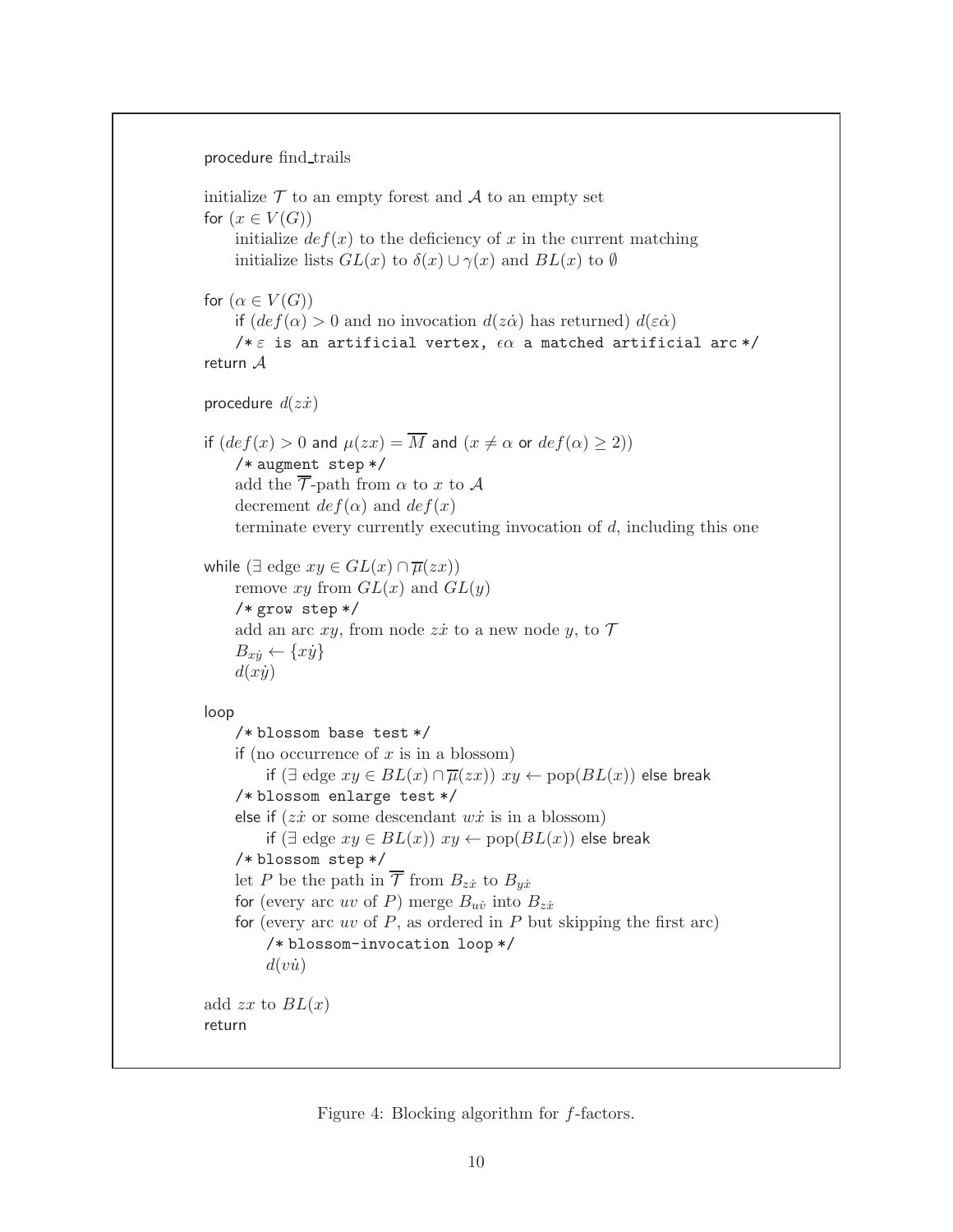procedure find_trails

initialize $\mathcal{T}$ to an empty forest and $\mathcal{A}$ to an empty set
for $(x \in V(G))$
  initialize $def(x)$ to the deficiency of $x$ in the current matching
  initialize lists $GL(x)$ to $\delta(x) \cup \gamma(x)$ and $BL(x)$ to $\emptyset$

for $(\alpha \in V(G))$
  if $(def(\alpha) > 0$ and no invocation $d(z\dot{\alpha})$ has returned$)$ $d(\varepsilon\dot{\alpha})$
  /* $\varepsilon$ is an artificial vertex, $\epsilon\alpha$ a matched artificial arc */
return $\mathcal{A}$

procedure $d(z\dot{x})$

if $(def(x) > 0$ and $\mu(zx) = \overline{M}$ and $(x \neq \alpha$ or $def(\alpha) \geq 2))$
  /* augment step */
  add the $\overline{\mathcal{T}}$-path from $\alpha$ to $x$ to $\mathcal{A}$
  decrement $def(\alpha)$ and $def(x)$
  terminate every currently executing invocation of $d$, including this one

while $(\exists$ edge $xy \in GL(x) \cap \overline{\mu}(zx))$
  remove $xy$ from $GL(x)$ and $GL(y)$
  /* grow step */
  add an arc $xy$, from node $z\dot{x}$ to a new node $y$, to $\mathcal{T}$
  $B_{x\dot{y}} \leftarrow \{x\dot{y}\}$
  $d(x\dot{y})$

loop
  /* blossom base test */
  if (no occurrence of $x$ is in a blossom)
    if $(\exists$ edge $xy \in BL(x) \cap \overline{\mu}(zx))$ $xy \leftarrow \text{pop}(BL(x))$ else break
  /* blossom enlarge test */
  else if $(z\dot{x}$ or some descendant $w\dot{x}$ is in a blossom$)$
    if $(\exists$ edge $xy \in BL(x))$ $xy \leftarrow \text{pop}(BL(x))$ else break
  /* blossom step */
  let $P$ be the path in $\overline{\mathcal{T}}$ from $B_{z\dot{x}}$ to $B_{y\dot{x}}$
  for (every arc $uv$ of $P$) merge $B_{u\dot{v}}$ into $B_{z\dot{x}}$
  for (every arc $uv$ of $P$, as ordered in $P$ but skipping the first arc)
    /* blossom-invocation loop */
    $d(v\dot{u})$

add $zx$ to $BL(x)$
return

Figure 4: Blocking algorithm for $f$-factors.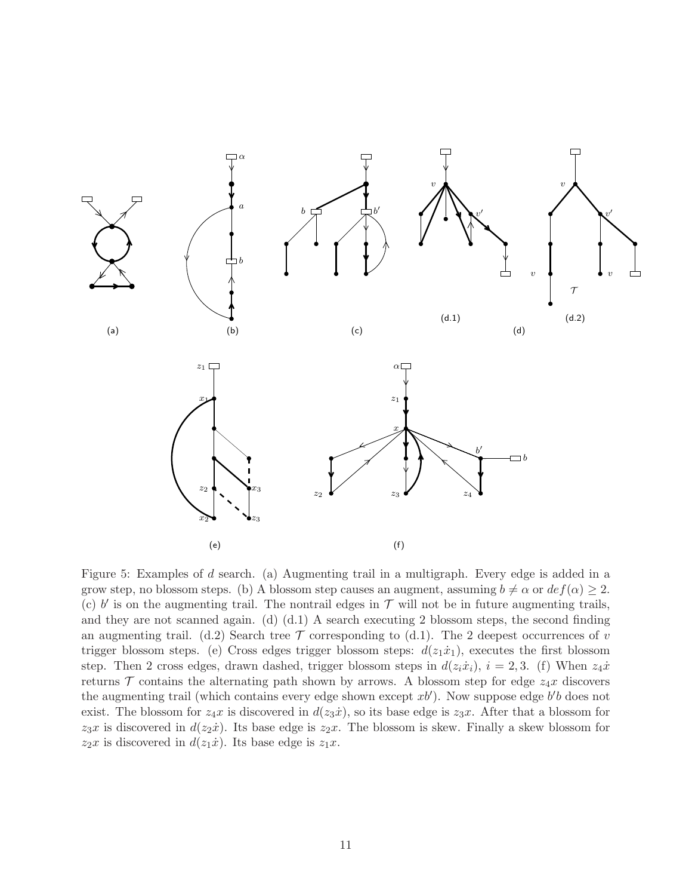Figure 5: Examples of $d$ search. (a) Augmenting trail in a multigraph. Every edge is added in a grow step, no blossom steps. (b) A blossom step causes an augment, assuming $b \neq \alpha$ or $def(\alpha) \geq 2$. (c) $b'$ is on the augmenting trail. The nontrail edges in $\mathcal{T}$ will not be in future augmenting trails, and they are not scanned again. (d) (d.1) A search executing 2 blossom steps, the second finding an augmenting trail. (d.2) Search tree $\mathcal{T}$ corresponding to (d.1). The 2 deepest occurrences of $v$ trigger blossom steps. (e) Cross edges trigger blossom steps: $d(z_1\dot{x}_1)$, executes the first blossom step. Then 2 cross edges, drawn dashed, trigger blossom steps in $d(z_i\dot{x}_i)$, $i = 2, 3$. (f) When $z_4\dot{x}$ returns $\mathcal{T}$ contains the alternating path shown by arrows. A blossom step for edge $z_4x$ discovers the augmenting trail (which contains every edge shown except $xb'$). Now suppose edge $b'b$ does not exist. The blossom for $z_4x$ is discovered in $d(z_3\dot{x})$, so its base edge is $z_3x$. After that a blossom for $z_3x$ is discovered in $d(z_2\dot{x})$. Its base edge is $z_2x$. The blossom is skew. Finally a skew blossom for $z_2x$ is discovered in $d(z_1\dot{x})$. Its base edge is $z_1x$.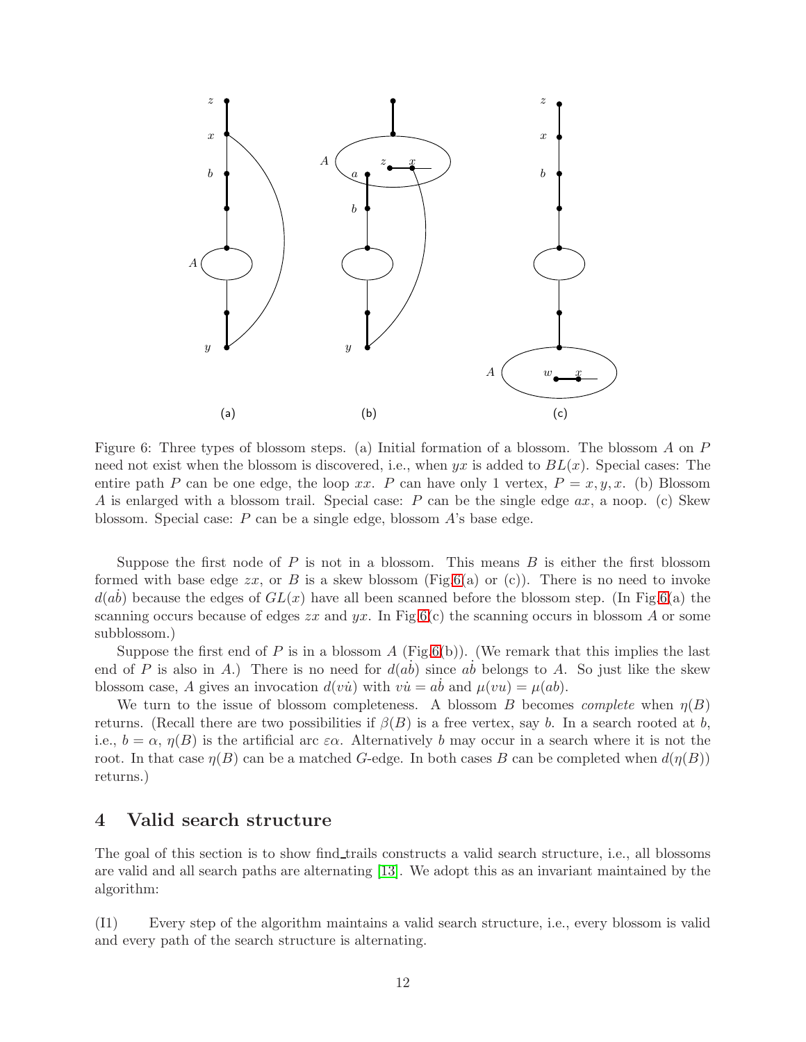Figure 6: Three types of blossom steps. (a) Initial formation of a blossom. The blossom $A$ on $P$ need not exist when the blossom is discovered, i.e., when $yx$ is added to $BL(x)$. Special cases: The entire path $P$ can be one edge, the loop $xx$. $P$ can have only 1 vertex, $P = x, y, x$. (b) Blossom $A$ is enlarged with a blossom trail. Special case: $P$ can be the single edge $ax$, a noop. (c) Skew blossom. Special case: $P$ can be a single edge, blossom $A$'s base edge.

Suppose the first node of $P$ is not in a blossom. This means $B$ is either the first blossom formed with base edge $zx$, or $B$ is a skew blossom (Fig.6(a) or (c)). There is no need to invoke $d(a\dot{b})$ because the edges of $GL(x)$ have all been scanned before the blossom step. (In Fig.6(a) the scanning occurs because of edges $zx$ and $yx$. In Fig.6(c) the scanning occurs in blossom $A$ or some subblossom.)

Suppose the first end of $P$ is in a blossom $A$ (Fig.6(b)). (We remark that this implies the last end of $P$ is also in $A$.) There is no need for $d(a\dot{b})$ since $a\dot{b}$ belongs to $A$. So just like the skew blossom case, $A$ gives an invocation $d(v\dot{u})$ with $v\dot{u} = a\dot{b}$ and $\mu(vu) = \mu(ab)$.

We turn to the issue of blossom completeness. A blossom $B$ becomes *complete* when $\eta(B)$ returns. (Recall there are two possibilities if $\beta(B)$ is a free vertex, say $b$. In a search rooted at $b$, i.e., $b = \alpha$, $\eta(B)$ is the artificial arc $\varepsilon\alpha$. Alternatively $b$ may occur in a search where it is not the root. In that case $\eta(B)$ can be a matched $G$-edge. In both cases $B$ can be completed when $d(\eta(B))$ returns.)

## 4 Valid search structure

The goal of this section is to show find_trails constructs a valid search structure, i.e., all blossoms are valid and all search paths are alternating [13]. We adopt this as an invariant maintained by the algorithm:

(I1) Every step of the algorithm maintains a valid search structure, i.e., every blossom is valid and every path of the search structure is alternating.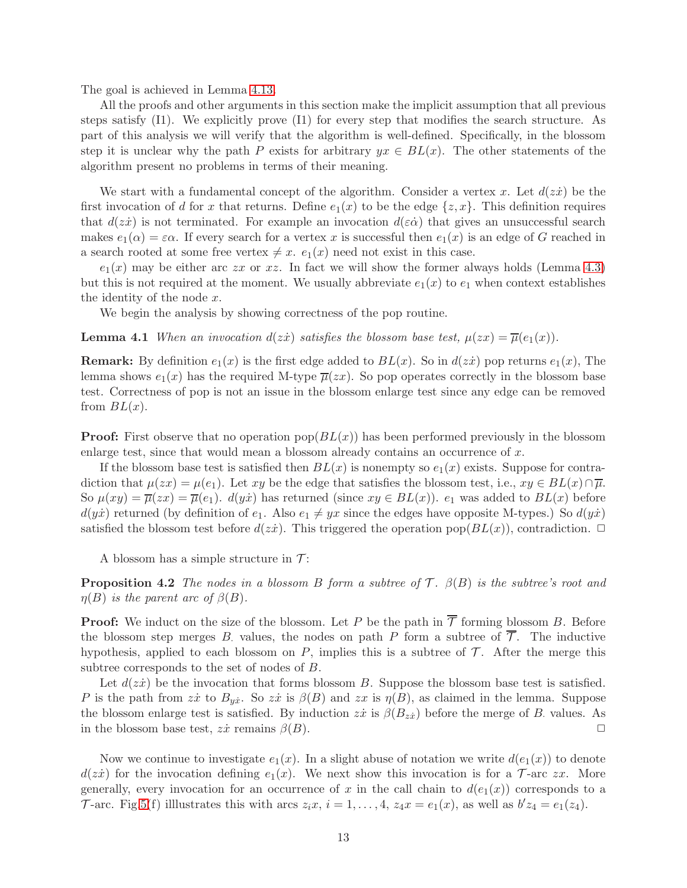The goal is achieved in Lemma 4.13.

All the proofs and other arguments in this section make the implicit assumption that all previous steps satisfy (I1). We explicitly prove (I1) for every step that modifies the search structure. As part of this analysis we will verify that the algorithm is well-defined. Specifically, in the blossom step it is unclear why the path $P$ exists for arbitrary $yx \in BL(x)$. The other statements of the algorithm present no problems in terms of their meaning.

We start with a fundamental concept of the algorithm. Consider a vertex $x$. Let $d(z\dot{x})$ be the first invocation of $d$ for $x$ that returns. Define $e_1(x)$ to be the edge $\{z, x\}$. This definition requires that $d(z\dot{x})$ is not terminated. For example an invocation $d(\varepsilon\dot{\alpha})$ that gives an unsuccessful search makes $e_1(\alpha) = \varepsilon\alpha$. If every search for a vertex $x$ is successful then $e_1(x)$ is an edge of $G$ reached in a search rooted at some free vertex $\neq x$. $e_1(x)$ need not exist in this case.

$e_1(x)$ may be either arc $zx$ or $xz$. In fact we will show the former always holds (Lemma 4.3) but this is not required at the moment. We usually abbreviate $e_1(x)$ to $e_1$ when context establishes the identity of the node $x$.

We begin the analysis by showing correctness of the pop routine.

**Lemma 4.1** *When an invocation $d(z\dot{x})$ satisfies the blossom base test, $\mu(zx) = \overline{\mu}(e_1(x))$.*

**Remark:** By definition $e_1(x)$ is the first edge added to $BL(x)$. So in $d(z\dot{x})$ pop returns $e_1(x)$, The lemma shows $e_1(x)$ has the required M-type $\overline{\mu}(zx)$. So pop operates correctly in the blossom base test. Correctness of pop is not an issue in the blossom enlarge test since any edge can be removed from $BL(x)$.

**Proof:** First observe that no operation pop$(BL(x))$ has been performed previously in the blossom enlarge test, since that would mean a blossom already contains an occurrence of $x$.

If the blossom base test is satisfied then $BL(x)$ is nonempty so $e_1(x)$ exists. Suppose for contradiction that $\mu(zx) = \mu(e_1)$. Let $xy$ be the edge that satisfies the blossom test, i.e., $xy \in BL(x) \cap \overline{\mu}$. So $\mu(xy) = \overline{\mu}(zx) = \overline{\mu}(e_1)$. $d(y\dot{x})$ has returned (since $xy \in BL(x)$). $e_1$ was added to $BL(x)$ before $d(y\dot{x})$ returned (by definition of $e_1$. Also $e_1 \neq yx$ since the edges have opposite M-types.) So $d(y\dot{x})$ satisfied the blossom test before $d(z\dot{x})$. This triggered the operation pop$(BL(x))$, contradiction. $\Box$

A blossom has a simple structure in $\mathcal{T}$:

**Proposition 4.2** *The nodes in a blossom $B$ form a subtree of $\mathcal{T}$. $\beta(B)$ is the subtree's root and $\eta(B)$ is the parent arc of $\beta(B)$.*

**Proof:** We induct on the size of the blossom. Let $P$ be the path in $\overline{\mathcal{T}}$ forming blossom $B$. Before the blossom step merges $B.$ values, the nodes on path $P$ form a subtree of $\overline{\mathcal{T}}$. The inductive hypothesis, applied to each blossom on $P$, implies this is a subtree of $\mathcal{T}$. After the merge this subtree corresponds to the set of nodes of $B$.

Let $d(z\dot{x})$ be the invocation that forms blossom $B$. Suppose the blossom base test is satisfied. $P$ is the path from $z\dot{x}$ to $B_{y\dot{x}}$. So $z\dot{x}$ is $\beta(B)$ and $zx$ is $\eta(B)$, as claimed in the lemma. Suppose the blossom enlarge test is satisfied. By induction $z\dot{x}$ is $\beta(B_{z\dot{x}})$ before the merge of $B.$ values. As in the blossom base test, $z\dot{x}$ remains $\beta(B)$. $\Box$

Now we continue to investigate $e_1(x)$. In a slight abuse of notation we write $d(e_1(x))$ to denote $d(z\dot{x})$ for the invocation defining $e_1(x)$. We next show this invocation is for a $\mathcal{T}$-arc $zx$. More generally, every invocation for an occurrence of $x$ in the call chain to $d(e_1(x))$ corresponds to a $\mathcal{T}$-arc. Fig 5(f) illlustrates this with arcs $z_ix$, $i = 1, \ldots, 4$, $z_4x = e_1(x)$, as well as $b'z_4 = e_1(z_4)$.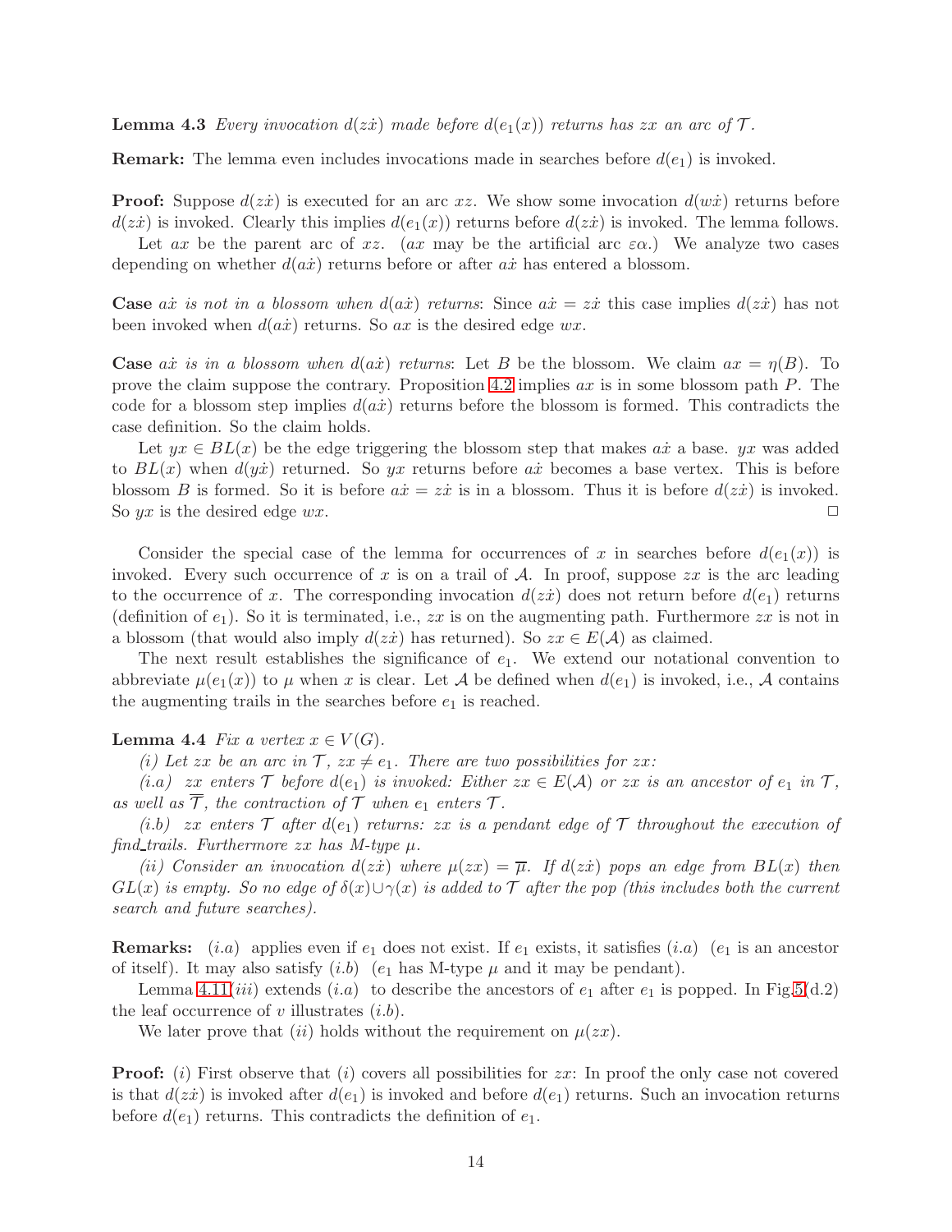**Lemma 4.3** *Every invocation $d(z\dot{x})$ made before $d(e_1(x))$ returns has $zx$ an arc of $\mathcal{T}$.*

**Remark:** The lemma even includes invocations made in searches before $d(e_1)$ is invoked.

**Proof:** Suppose $d(z\dot{x})$ is executed for an arc $xz$. We show some invocation $d(w\dot{x})$ returns before $d(z\dot{x})$ is invoked. Clearly this implies $d(e_1(x))$ returns before $d(z\dot{x})$ is invoked. The lemma follows.

Let $ax$ be the parent arc of $xz$. ($ax$ may be the artificial arc $\varepsilon\alpha$.) We analyze two cases depending on whether $d(a\dot{x})$ returns before or after $a\dot{x}$ has entered a blossom.

**Case** *$a\dot{x}$ is not in a blossom when $d(a\dot{x})$ returns*: Since $a\dot{x} = z\dot{x}$ this case implies $d(z\dot{x})$ has not been invoked when $d(a\dot{x})$ returns. So $ax$ is the desired edge $wx$.

**Case** *$a\dot{x}$ is in a blossom when $d(a\dot{x})$ returns*: Let $B$ be the blossom. We claim $ax = \eta(B)$. To prove the claim suppose the contrary. Proposition 4.2 implies $ax$ is in some blossom path $P$. The code for a blossom step implies $d(a\dot{x})$ returns before the blossom is formed. This contradicts the case definition. So the claim holds.

Let $yx \in BL(x)$ be the edge triggering the blossom step that makes $a\dot{x}$ a base. $yx$ was added to $BL(x)$ when $d(y\dot{x})$ returned. So $yx$ returns before $a\dot{x}$ becomes a base vertex. This is before blossom $B$ is formed. So it is before $a\dot{x} = z\dot{x}$ is in a blossom. Thus it is before $d(z\dot{x})$ is invoked. So $yx$ is the desired edge $wx$. $\square$

Consider the special case of the lemma for occurrences of $x$ in searches before $d(e_1(x))$ is invoked. Every such occurrence of $x$ is on a trail of $\mathcal{A}$. In proof, suppose $zx$ is the arc leading to the occurrence of $x$. The corresponding invocation $d(z\dot{x})$ does not return before $d(e_1)$ returns (definition of $e_1$). So it is terminated, i.e., $zx$ is on the augmenting path. Furthermore $zx$ is not in a blossom (that would also imply $d(z\dot{x})$ has returned). So $zx \in E(\mathcal{A})$ as claimed.

The next result establishes the significance of $e_1$. We extend our notational convention to abbreviate $\mu(e_1(x))$ to $\mu$ when $x$ is clear. Let $\mathcal{A}$ be defined when $d(e_1)$ is invoked, i.e., $\mathcal{A}$ contains the augmenting trails in the searches before $e_1$ is reached.

**Lemma 4.4** *Fix a vertex $x \in V(G)$.*

*(i) Let $zx$ be an arc in $\mathcal{T}$, $zx \ne e_1$. There are two possibilities for $zx$:*

*(i.a) $zx$ enters $\mathcal{T}$ before $d(e_1)$ is invoked: Either $zx \in E(\mathcal{A})$ or $zx$ is an ancestor of $e_1$ in $\mathcal{T}$, as well as $\overline{\mathcal{T}}$, the contraction of $\mathcal{T}$ when $e_1$ enters $\mathcal{T}$.*

*(i.b) $zx$ enters $\mathcal{T}$ after $d(e_1)$ returns: $zx$ is a pendant edge of $\mathcal{T}$ throughout the execution of find_trails. Furthermore $zx$ has M-type $\mu$.*

*(ii) Consider an invocation $d(z\dot{x})$ where $\mu(zx) = \overline{\mu}$. If $d(z\dot{x})$ pops an edge from $BL(x)$ then $GL(x)$ is empty. So no edge of $\delta(x) \cup \gamma(x)$ is added to $\mathcal{T}$ after the pop (this includes both the current search and future searches).*

**Remarks:** $(i.a)$ applies even if $e_1$ does not exist. If $e_1$ exists, it satisfies $(i.a)$ ($e_1$ is an ancestor of itself). It may also satisfy $(i.b)$ ($e_1$ has M-type $\mu$ and it may be pendant).

Lemma 4.11$(iii)$ extends $(i.a)$ to describe the ancestors of $e_1$ after $e_1$ is popped. In Fig.5(d.2) the leaf occurrence of $v$ illustrates $(i.b)$.

We later prove that $(ii)$ holds without the requirement on $\mu(zx)$.

**Proof:** $(i)$ First observe that $(i)$ covers all possibilities for $zx$: In proof the only case not covered is that $d(z\dot{x})$ is invoked after $d(e_1)$ is invoked and before $d(e_1)$ returns. Such an invocation returns before $d(e_1)$ returns. This contradicts the definition of $e_1$.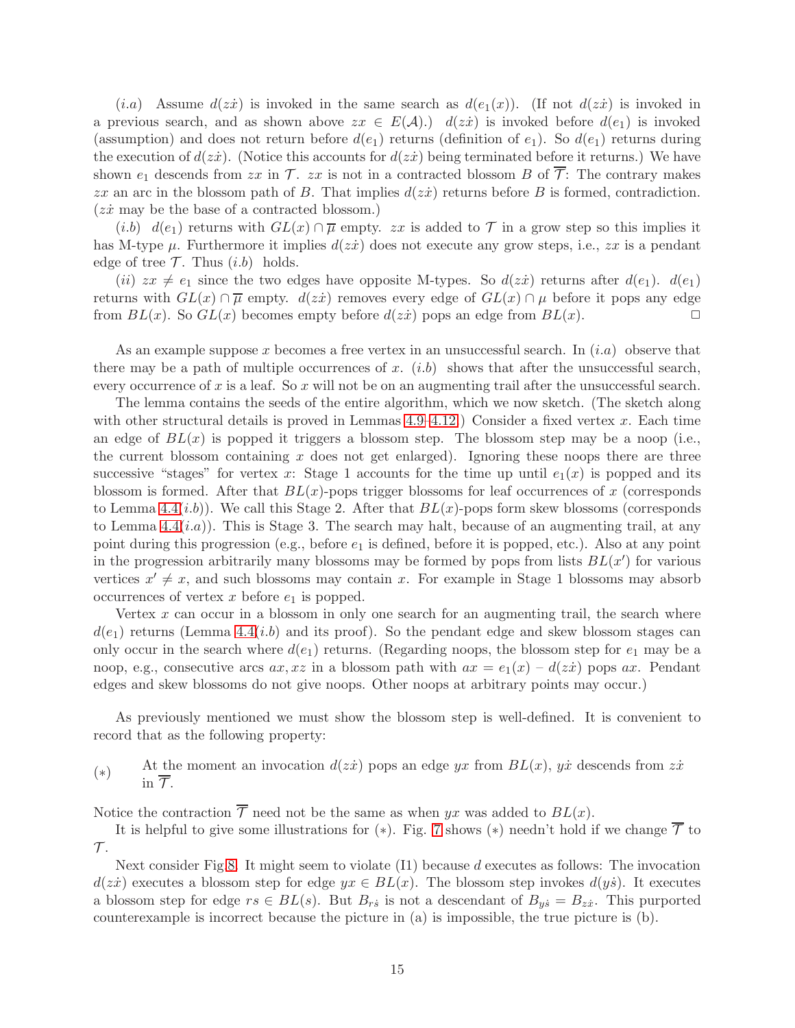$(i.a)$ Assume $d(z\dot{x})$ is invoked in the same search as $d(e_1(x))$. (If not $d(z\dot{x})$ is invoked in a previous search, and as shown above $zx \in E(\mathcal{A})$.) $d(z\dot{x})$ is invoked before $d(e_1)$ is invoked (assumption) and does not return before $d(e_1)$ returns (definition of $e_1$). So $d(e_1)$ returns during the execution of $d(z\dot{x})$. (Notice this accounts for $d(z\dot{x})$ being terminated before it returns.) We have shown $e_1$ descends from $zx$ in $\mathcal{T}$. $zx$ is not in a contracted blossom $B$ of $\overline{\mathcal{T}}$: The contrary makes $zx$ an arc in the blossom path of $B$. That implies $d(z\dot{x})$ returns before $B$ is formed, contradiction. ($z\dot{x}$ may be the base of a contracted blossom.)

$(i.b)$ $d(e_1)$ returns with $GL(x) \cap \overline{\mu}$ empty. $zx$ is added to $\mathcal{T}$ in a grow step so this implies it has M-type $\mu$. Furthermore it implies $d(z\dot{x})$ does not execute any grow steps, i.e., $zx$ is a pendant edge of tree $\mathcal{T}$. Thus $(i.b)$ holds.

$(ii)$ $zx \neq e_1$ since the two edges have opposite M-types. So $d(z\dot{x})$ returns after $d(e_1)$. $d(e_1)$ returns with $GL(x) \cap \overline{\mu}$ empty. $d(z\dot{x})$ removes every edge of $GL(x) \cap \mu$ before it pops any edge from $BL(x)$. So $GL(x)$ becomes empty before $d(z\dot{x})$ pops an edge from $BL(x)$. $\square$

As an example suppose $x$ becomes a free vertex in an unsuccessful search. In $(i.a)$ observe that there may be a path of multiple occurrences of $x$. $(i.b)$ shows that after the unsuccessful search, every occurrence of $x$ is a leaf. So $x$ will not be on an augmenting trail after the unsuccessful search.

The lemma contains the seeds of the entire algorithm, which we now sketch. (The sketch along with other structural details is proved in Lemmas 4.9–4.12.) Consider a fixed vertex $x$. Each time an edge of $BL(x)$ is popped it triggers a blossom step. The blossom step may be a noop (i.e., the current blossom containing $x$ does not get enlarged). Ignoring these noops there are three successive "stages" for vertex $x$: Stage 1 accounts for the time up until $e_1(x)$ is popped and its blossom is formed. After that $BL(x)$-pops trigger blossoms for leaf occurrences of $x$ (corresponds to Lemma 4.4$(i.b)$). We call this Stage 2. After that $BL(x)$-pops form skew blossoms (corresponds to Lemma 4.4$(i.a)$). This is Stage 3. The search may halt, because of an augmenting trail, at any point during this progression (e.g., before $e_1$ is defined, before it is popped, etc.). Also at any point in the progression arbitrarily many blossoms may be formed by pops from lists $BL(x')$ for various vertices $x' \neq x$, and such blossoms may contain $x$. For example in Stage 1 blossoms may absorb occurrences of vertex $x$ before $e_1$ is popped.

Vertex $x$ can occur in a blossom in only one search for an augmenting trail, the search where $d(e_1)$ returns (Lemma 4.4$(i.b)$ and its proof). So the pendant edge and skew blossom stages can only occur in the search where $d(e_1)$ returns. (Regarding noops, the blossom step for $e_1$ may be a noop, e.g., consecutive arcs $ax, xz$ in a blossom path with $ax = e_1(x)$ – $d(z\dot{x})$ pops $ax$. Pendant edges and skew blossoms do not give noops. Other noops at arbitrary points may occur.)

As previously mentioned we must show the blossom step is well-defined. It is convenient to record that as the following property:

$(*)$ At the moment an invocation $d(z\dot{x})$ pops an edge $yx$ from $BL(x)$, $y\dot{x}$ descends from $z\dot{x}$ in $\overline{\mathcal{T}}$.

Notice the contraction $\overline{\mathcal{T}}$ need not be the same as when $yx$ was added to $BL(x)$.

It is helpful to give some illustrations for $(*)$. Fig. 7 shows $(*)$ needn't hold if we change $\overline{\mathcal{T}}$ to $\mathcal{T}$.

Next consider Fig.8. It might seem to violate (I1) because $d$ executes as follows: The invocation $d(z\dot{x})$ executes a blossom step for edge $yx \in BL(x)$. The blossom step invokes $d(y\dot{s})$. It executes a blossom step for edge $rs \in BL(s)$. But $B_{r\dot{s}}$ is not a descendant of $B_{y\dot{s}} = B_{z\dot{x}}$. This purported counterexample is incorrect because the picture in (a) is impossible, the true picture is (b).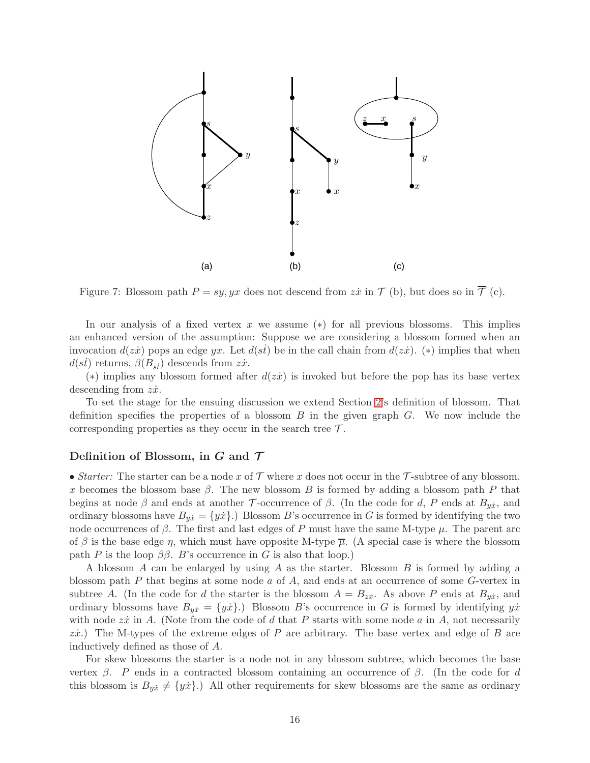Figure 7: Blossom path $P = sy, yx$ does not descend from $z\dot{x}$ in $\mathcal{T}$ (b), but does so in $\overline{\overline{\mathcal{T}}}$ (c).

In our analysis of a fixed vertex $x$ we assume (∗) for all previous blossoms. This implies an enhanced version of the assumption: Suppose we are considering a blossom formed when an invocation $d(z\dot{x})$ pops an edge $yx$. Let $d(s\dot{t})$ be in the call chain from $d(z\dot{x})$. (∗) implies that when $d(s\dot{t})$ returns, $\beta(B_{s\dot{t}})$ descends from $z\dot{x}$.

(∗) implies any blossom formed after $d(z\dot{x})$ is invoked but before the pop has its base vertex descending from $z\dot{x}$.

To set the stage for the ensuing discussion we extend Section 2's definition of blossom. That definition specifies the properties of a blossom $B$ in the given graph $G$. We now include the corresponding properties as they occur in the search tree $\mathcal{T}$.

### Definition of Blossom, in $G$ and $\mathcal{T}$

• *Starter:* The starter can be a node $x$ of $\mathcal{T}$ where $x$ does not occur in the $\mathcal{T}$-subtree of any blossom. $x$ becomes the blossom base $\beta$. The new blossom $B$ is formed by adding a blossom path $P$ that begins at node $\beta$ and ends at another $\mathcal{T}$-occurrence of $\beta$. (In the code for $d$, $P$ ends at $B_{y\dot{x}}$, and ordinary blossoms have $B_{y\dot{x}} = \{y\dot{x}\}$.) Blossom $B$'s occurrence in $G$ is formed by identifying the two node occurrences of $\beta$. The first and last edges of $P$ must have the same M-type $\mu$. The parent arc of $\beta$ is the base edge $\eta$, which must have opposite M-type $\overline{\mu}$. (A special case is where the blossom path $P$ is the loop $\beta\beta$. $B$'s occurrence in $G$ is also that loop.)

A blossom $A$ can be enlarged by using $A$ as the starter. Blossom $B$ is formed by adding a blossom path $P$ that begins at some node $a$ of $A$, and ends at an occurrence of some $G$-vertex in subtree $A$. (In the code for $d$ the starter is the blossom $A = B_{z\dot{x}}$. As above $P$ ends at $B_{y\dot{x}}$, and ordinary blossoms have $B_{y\dot{x}} = \{y\dot{x}\}$.) Blossom $B$'s occurrence in $G$ is formed by identifying $y\dot{x}$ with node $z\dot{x}$ in $A$. (Note from the code of $d$ that $P$ starts with some node $a$ in $A$, not necessarily $z\dot{x}$.) The M-types of the extreme edges of $P$ are arbitrary. The base vertex and edge of $B$ are inductively defined as those of $A$.

For skew blossoms the starter is a node not in any blossom subtree, which becomes the base vertex $\beta$. $P$ ends in a contracted blossom containing an occurrence of $\beta$. (In the code for $d$ this blossom is $B_{y\dot{x}} \neq \{y\dot{x}\}$.) All other requirements for skew blossoms are the same as ordinary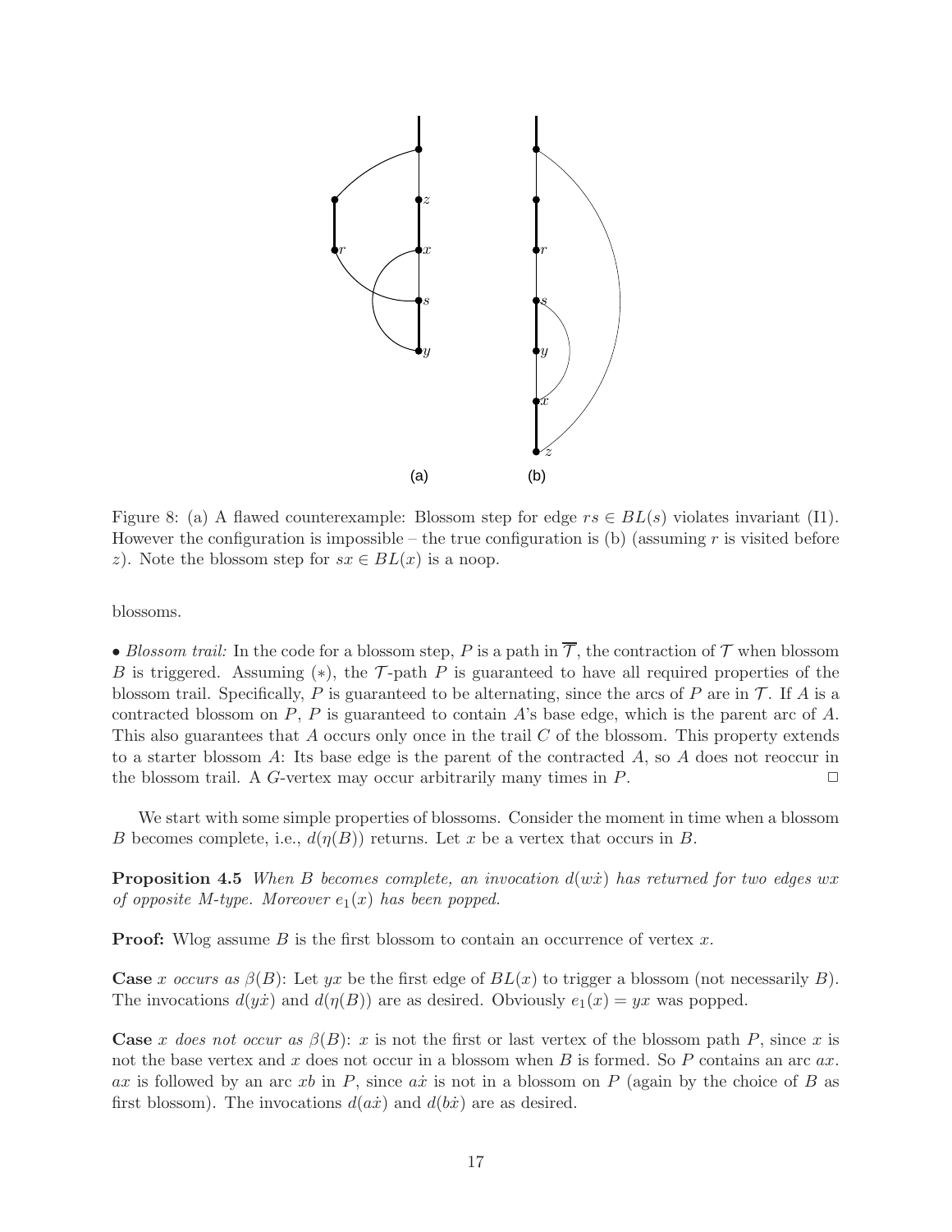Figure 8: (a) A flawed counterexample: Blossom step for edge $rs \in BL(s)$ violates invariant (I1). However the configuration is impossible – the true configuration is (b) (assuming $r$ is visited before $z$). Note the blossom step for $sx \in BL(x)$ is a noop.

blossoms.

• *Blossom trail:* In the code for a blossom step, $P$ is a path in $\overline{\mathcal{T}}$, the contraction of $\mathcal{T}$ when blossom $B$ is triggered. Assuming $(*)$, the $\mathcal{T}$-path $P$ is guaranteed to have all required properties of the blossom trail. Specifically, $P$ is guaranteed to be alternating, since the arcs of $P$ are in $\mathcal{T}$. If $A$ is a contracted blossom on $P$, $P$ is guaranteed to contain $A$'s base edge, which is the parent arc of $A$. This also guarantees that $A$ occurs only once in the trail $C$ of the blossom. This property extends to a starter blossom $A$: Its base edge is the parent of the contracted $A$, so $A$ does not reoccur in the blossom trail. A $G$-vertex may occur arbitrarily many times in $P$. $\Box$

We start with some simple properties of blossoms. Consider the moment in time when a blossom $B$ becomes complete, i.e., $d(\eta(B))$ returns. Let $x$ be a vertex that occurs in $B$.

**Proposition 4.5** *When $B$ becomes complete, an invocation $d(w\dot{x})$ has returned for two edges $wx$ of opposite $M$-type. Moreover $e_1(x)$ has been popped.*

**Proof:** Wlog assume $B$ is the first blossom to contain an occurrence of vertex $x$.

**Case** *$x$ occurs as $\beta(B)$:* Let $yx$ be the first edge of $BL(x)$ to trigger a blossom (not necessarily $B$). The invocations $d(y\dot{x})$ and $d(\eta(B))$ are as desired. Obviously $e_1(x) = yx$ was popped.

**Case** *$x$ does not occur as $\beta(B)$:* $x$ is not the first or last vertex of the blossom path $P$, since $x$ is not the base vertex and $x$ does not occur in a blossom when $B$ is formed. So $P$ contains an arc $ax$. $ax$ is followed by an arc $xb$ in $P$, since $a\dot{x}$ is not in a blossom on $P$ (again by the choice of $B$ as first blossom). The invocations $d(a\dot{x})$ and $d(b\dot{x})$ are as desired.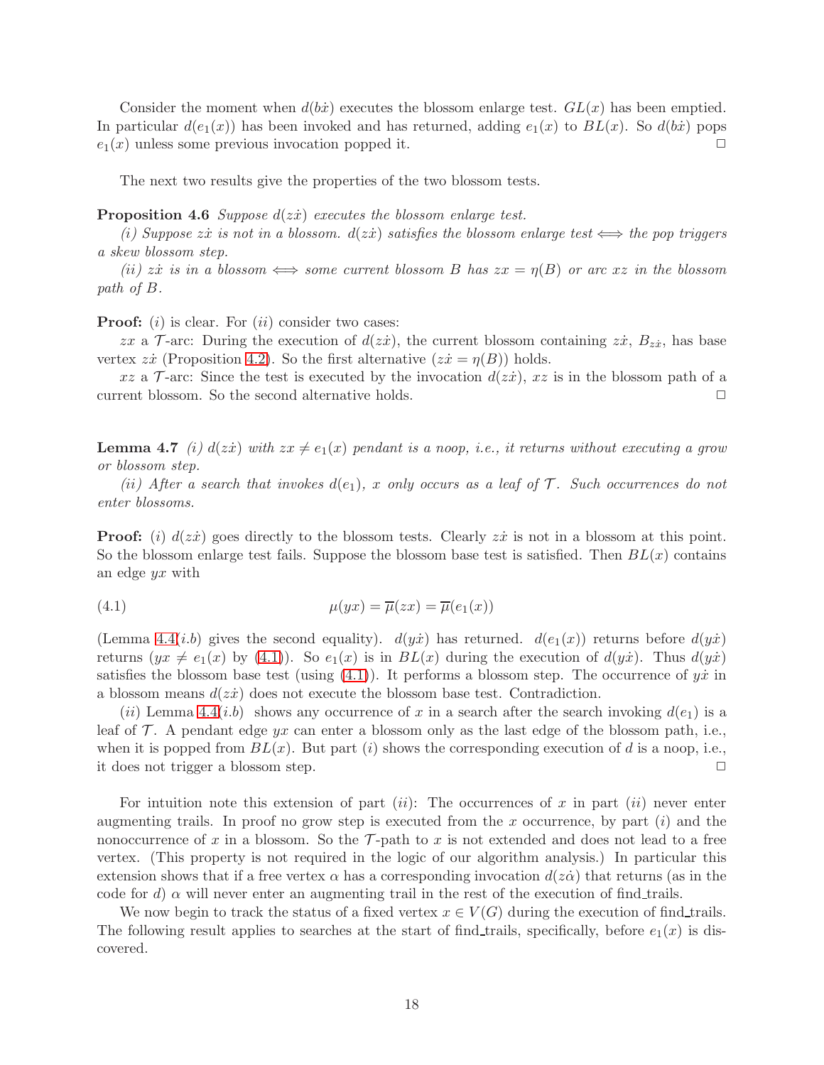Consider the moment when $d(b\dot{x})$ executes the blossom enlarge test. $GL(x)$ has been emptied. In particular $d(e_1(x))$ has been invoked and has returned, adding $e_1(x)$ to $BL(x)$. So $d(b\dot{x})$ pops $e_1(x)$ unless some previous invocation popped it. □

The next two results give the properties of the two blossom tests.

**Proposition 4.6** *Suppose $d(z\dot{x})$ executes the blossom enlarge test.*

*(i) Suppose $z\dot{x}$ is not in a blossom. $d(z\dot{x})$ satisfies the blossom enlarge test $\Longleftrightarrow$ the pop triggers a skew blossom step.*

*(ii) $z\dot{x}$ is in a blossom $\Longleftrightarrow$ some current blossom $B$ has $zx = \eta(B)$ or arc $xz$ in the blossom path of $B$.*

**Proof:** $(i)$ is clear. For $(ii)$ consider two cases:

$zx$ a $\mathcal{T}$-arc: During the execution of $d(z\dot{x})$, the current blossom containing $z\dot{x}$, $B_{z\dot{x}}$, has base vertex $z\dot{x}$ (Proposition 4.2). So the first alternative ($z\dot{x} = \eta(B)$) holds.

$xz$ a $\mathcal{T}$-arc: Since the test is executed by the invocation $d(z\dot{x})$, $xz$ is in the blossom path of a current blossom. So the second alternative holds. □

**Lemma 4.7** *(i) $d(z\dot{x})$ with $zx \neq e_1(x)$ pendant is a noop, i.e., it returns without executing a grow or blossom step.*

*(ii) After a search that invokes $d(e_1)$, $x$ only occurs as a leaf of $\mathcal{T}$. Such occurrences do not enter blossoms.*

**Proof:** $(i)$ $d(z\dot{x})$ goes directly to the blossom tests. Clearly $z\dot{x}$ is not in a blossom at this point. So the blossom enlarge test fails. Suppose the blossom base test is satisfied. Then $BL(x)$ contains an edge $yx$ with

$$\mu(yx) = \overline{\mu}(zx) = \overline{\mu}(e_1(x)) \tag{4.1}$$

(Lemma 4.4$(i.b)$ gives the second equality). $d(y\dot{x})$ has returned. $d(e_1(x))$ returns before $d(y\dot{x})$ returns ($yx \neq e_1(x)$ by (4.1)). So $e_1(x)$ is in $BL(x)$ during the execution of $d(y\dot{x})$. Thus $d(y\dot{x})$ satisfies the blossom base test (using (4.1)). It performs a blossom step. The occurrence of $y\dot{x}$ in a blossom means $d(z\dot{x})$ does not execute the blossom base test. Contradiction.

$(ii)$ Lemma 4.4$(i.b)$ shows any occurrence of $x$ in a search after the search invoking $d(e_1)$ is a leaf of $\mathcal{T}$. A pendant edge $yx$ can enter a blossom only as the last edge of the blossom path, i.e., when it is popped from $BL(x)$. But part $(i)$ shows the corresponding execution of $d$ is a noop, i.e., it does not trigger a blossom step. □

For intuition note this extension of part $(ii)$: The occurrences of $x$ in part $(ii)$ never enter augmenting trails. In proof no grow step is executed from the $x$ occurrence, by part $(i)$ and the nonoccurrence of $x$ in a blossom. So the $\mathcal{T}$-path to $x$ is not extended and does not lead to a free vertex. (This property is not required in the logic of our algorithm analysis.) In particular this extension shows that if a free vertex $\alpha$ has a corresponding invocation $d(z\dot{\alpha})$ that returns (as in the code for $d$) $\alpha$ will never enter an augmenting trail in the rest of the execution of find_trails.

We now begin to track the status of a fixed vertex $x \in V(G)$ during the execution of find_trails. The following result applies to searches at the start of find_trails, specifically, before $e_1(x)$ is discovered.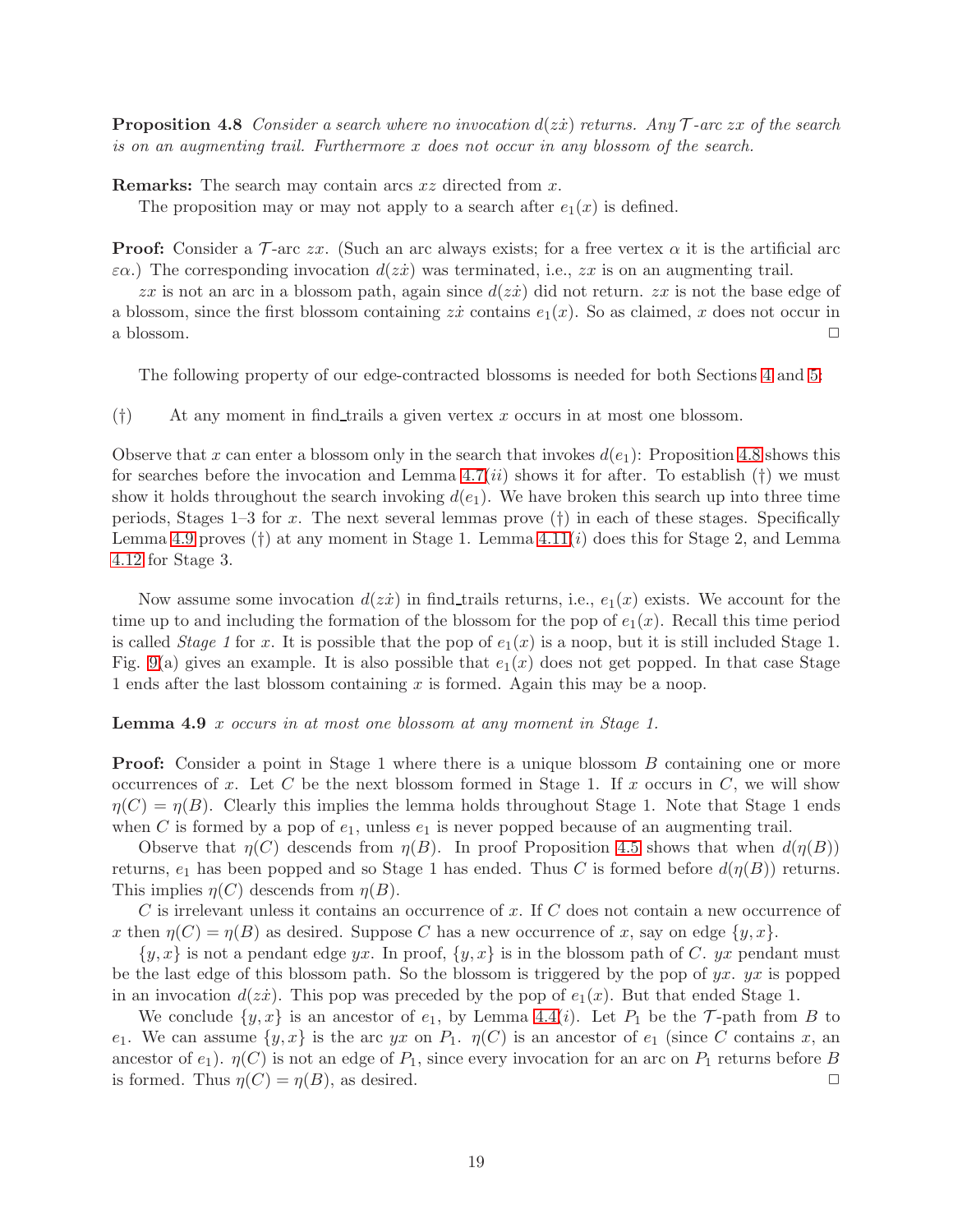**Proposition 4.8** *Consider a search where no invocation $d(z\dot{x})$ returns. Any $\mathcal{T}$-arc $zx$ of the search is on an augmenting trail. Furthermore $x$ does not occur in any blossom of the search.*

**Remarks:** The search may contain arcs $xz$ directed from $x$.

The proposition may or may not apply to a search after $e_1(x)$ is defined.

**Proof:** Consider a $\mathcal{T}$-arc $zx$. (Such an arc always exists; for a free vertex $\alpha$ it is the artificial arc $\varepsilon\alpha$.) The corresponding invocation $d(z\dot{x})$ was terminated, i.e., $zx$ is on an augmenting trail.

$zx$ is not an arc in a blossom path, again since $d(z\dot{x})$ did not return. $zx$ is not the base edge of a blossom, since the first blossom containing $z\dot{x}$ contains $e_1(x)$. So as claimed, $x$ does not occur in a blossom. $\Box$

The following property of our edge-contracted blossoms is needed for both Sections 4 and 5:

(†) At any moment in find_trails a given vertex $x$ occurs in at most one blossom.

Observe that $x$ can enter a blossom only in the search that invokes $d(e_1)$: Proposition 4.8 shows this for searches before the invocation and Lemma 4.7($ii$) shows it for after. To establish (†) we must show it holds throughout the search invoking $d(e_1)$. We have broken this search up into three time periods, Stages 1–3 for $x$. The next several lemmas prove (†) in each of these stages. Specifically Lemma 4.9 proves (†) at any moment in Stage 1. Lemma 4.11($i$) does this for Stage 2, and Lemma 4.12 for Stage 3.

Now assume some invocation $d(z\dot{x})$ in find_trails returns, i.e., $e_1(x)$ exists. We account for the time up to and including the formation of the blossom for the pop of $e_1(x)$. Recall this time period is called *Stage 1* for $x$. It is possible that the pop of $e_1(x)$ is a noop, but it is still included Stage 1. Fig. 9(a) gives an example. It is also possible that $e_1(x)$ does not get popped. In that case Stage 1 ends after the last blossom containing $x$ is formed. Again this may be a noop.

**Lemma 4.9** *$x$ occurs in at most one blossom at any moment in Stage 1.*

**Proof:** Consider a point in Stage 1 where there is a unique blossom $B$ containing one or more occurrences of $x$. Let $C$ be the next blossom formed in Stage 1. If $x$ occurs in $C$, we will show $\eta(C) = \eta(B)$. Clearly this implies the lemma holds throughout Stage 1. Note that Stage 1 ends when $C$ is formed by a pop of $e_1$, unless $e_1$ is never popped because of an augmenting trail.

Observe that $\eta(C)$ descends from $\eta(B)$. In proof Proposition 4.5 shows that when $d(\eta(B))$ returns, $e_1$ has been popped and so Stage 1 has ended. Thus $C$ is formed before $d(\eta(B))$ returns. This implies $\eta(C)$ descends from $\eta(B)$.

$C$ is irrelevant unless it contains an occurrence of $x$. If $C$ does not contain a new occurrence of $x$ then $\eta(C) = \eta(B)$ as desired. Suppose $C$ has a new occurrence of $x$, say on edge $\{y, x\}$.

$\{y, x\}$ is not a pendant edge $yx$. In proof, $\{y, x\}$ is in the blossom path of $C$. $yx$ pendant must be the last edge of this blossom path. So the blossom is triggered by the pop of $yx$. $yx$ is popped in an invocation $d(z\dot{x})$. This pop was preceded by the pop of $e_1(x)$. But that ended Stage 1.

We conclude $\{y, x\}$ is an ancestor of $e_1$, by Lemma 4.4($i$). Let $P_1$ be the $\mathcal{T}$-path from $B$ to $e_1$. We can assume $\{y, x\}$ is the arc $yx$ on $P_1$. $\eta(C)$ is an ancestor of $e_1$ (since $C$ contains $x$, an ancestor of $e_1$). $\eta(C)$ is not an edge of $P_1$, since every invocation for an arc on $P_1$ returns before $B$ is formed. Thus $\eta(C) = \eta(B)$, as desired. $\Box$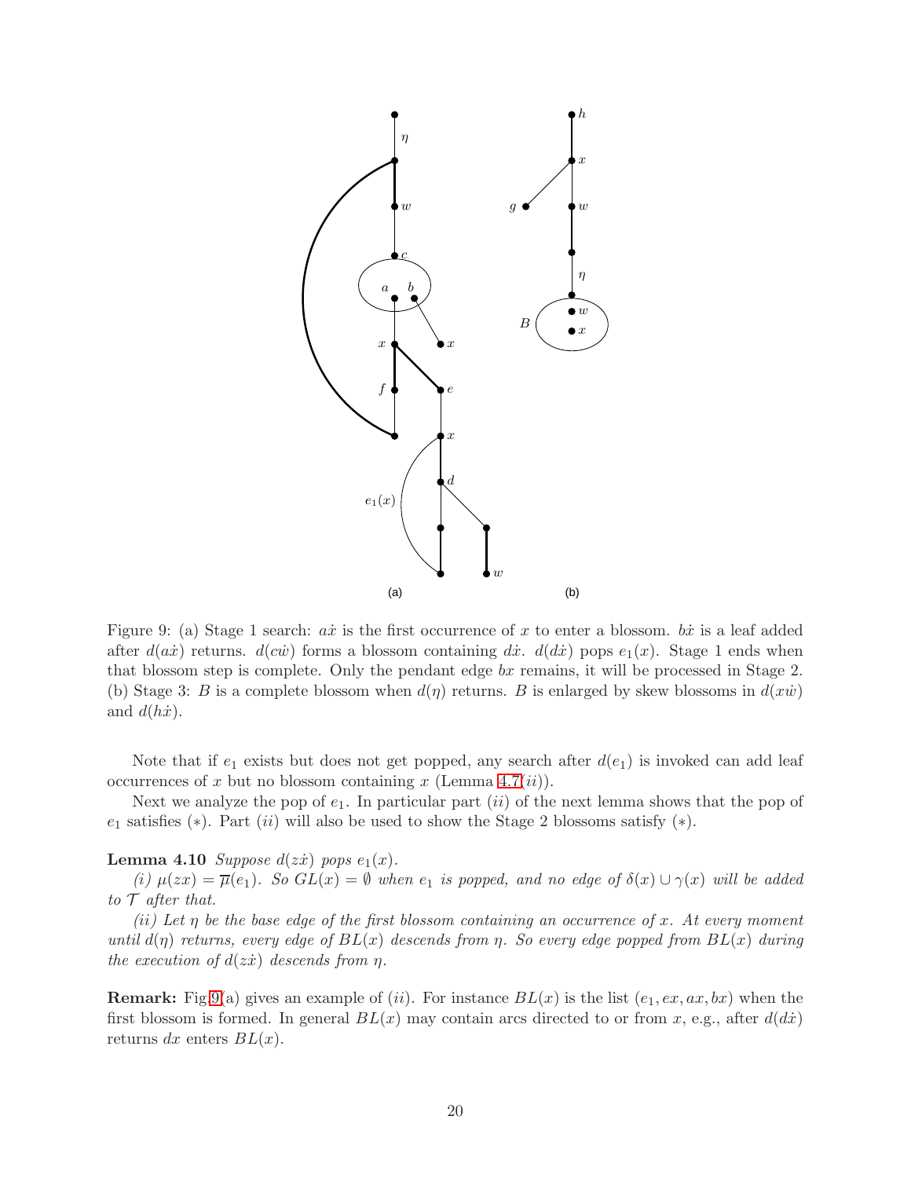Figure 9: (a) Stage 1 search: $a\dot{x}$ is the first occurrence of $x$ to enter a blossom. $b\dot{x}$ is a leaf added after $d(a\dot{x})$ returns. $d(c\dot{w})$ forms a blossom containing $d\dot{x}$. $d(d\dot{x})$ pops $e_1(x)$. Stage 1 ends when that blossom step is complete. Only the pendant edge $bx$ remains, it will be processed in Stage 2. (b) Stage 3: $B$ is a complete blossom when $d(\eta)$ returns. $B$ is enlarged by skew blossoms in $d(x\dot{w})$ and $d(h\dot{x})$.

Note that if $e_1$ exists but does not get popped, any search after $d(e_1)$ is invoked can add leaf occurrences of $x$ but no blossom containing $x$ (Lemma 4.7($ii$)).

Next we analyze the pop of $e_1$. In particular part ($ii$) of the next lemma shows that the pop of $e_1$ satisfies ($*$). Part ($ii$) will also be used to show the Stage 2 blossoms satisfy ($*$).

**Lemma 4.10** *Suppose $d(z\dot{x})$ pops $e_1(x)$.*

*($i$) $\mu(zx) = \overline{\mu}(e_1)$. So $GL(x) = \emptyset$ when $e_1$ is popped, and no edge of $\delta(x) \cup \gamma(x)$ will be added to $\mathcal{T}$ after that.*

*($ii$) Let $\eta$ be the base edge of the first blossom containing an occurrence of $x$. At every moment until $d(\eta)$ returns, every edge of $BL(x)$ descends from $\eta$. So every edge popped from $BL(x)$ during the execution of $d(z\dot{x})$ descends from $\eta$.*

**Remark:** Fig.9(a) gives an example of ($ii$). For instance $BL(x)$ is the list $(e_1, ex, ax, bx)$ when the first blossom is formed. In general $BL(x)$ may contain arcs directed to or from $x$, e.g., after $d(d\dot{x})$ returns $dx$ enters $BL(x)$.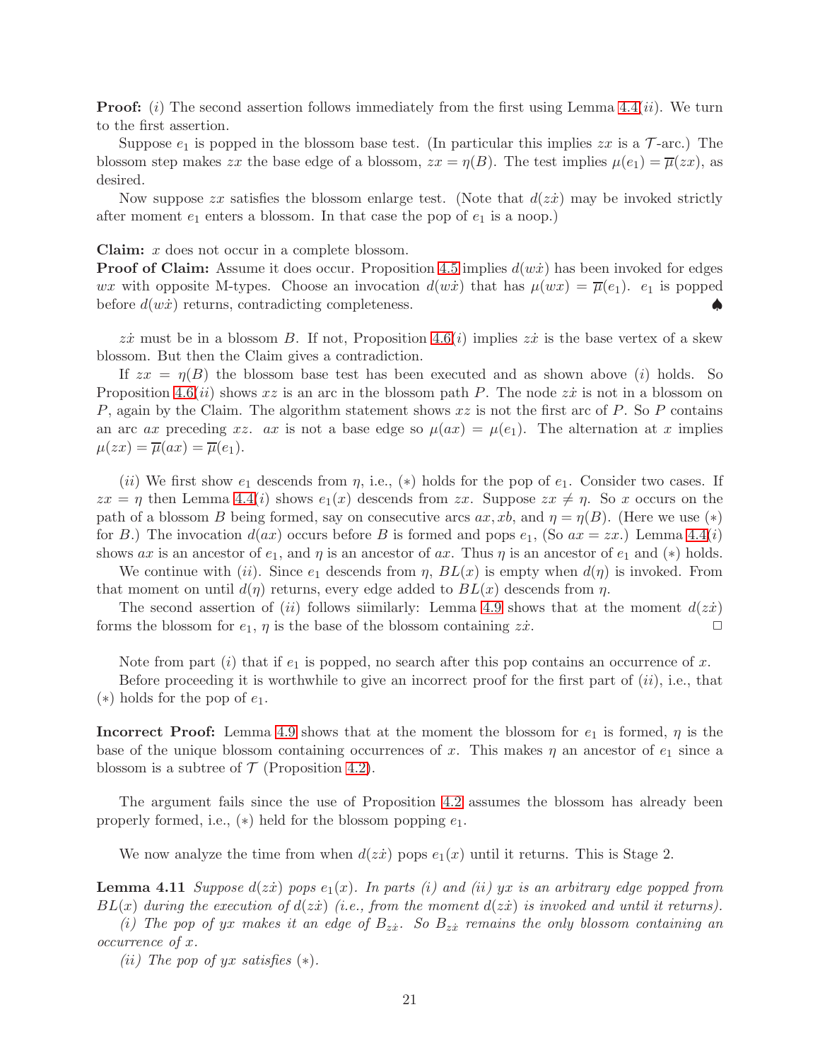**Proof:** $(i)$ The second assertion follows immediately from the first using Lemma 4.4$(ii)$. We turn to the first assertion.

Suppose $e_1$ is popped in the blossom base test. (In particular this implies $zx$ is a $\mathcal{T}$-arc.) The blossom step makes $zx$ the base edge of a blossom, $zx = \eta(B)$. The test implies $\mu(e_1) = \overline{\mu}(zx)$, as desired.

Now suppose $zx$ satisfies the blossom enlarge test. (Note that $d(z\dot{x})$ may be invoked strictly after moment $e_1$ enters a blossom. In that case the pop of $e_1$ is a noop.)

**Claim:** $x$ does not occur in a complete blossom.
**Proof of Claim:** Assume it does occur. Proposition 4.5 implies $d(w\dot{x})$ has been invoked for edges $wx$ with opposite M-types. Choose an invocation $d(w\dot{x})$ that has $\mu(wx) = \overline{\mu}(e_1)$. $e_1$ is popped before $d(w\dot{x})$ returns, contradicting completeness. ♠

$z\dot{x}$ must be in a blossom $B$. If not, Proposition 4.6$(i)$ implies $z\dot{x}$ is the base vertex of a skew blossom. But then the Claim gives a contradiction.

If $zx = \eta(B)$ the blossom base test has been executed and as shown above $(i)$ holds. So Proposition 4.6$(ii)$ shows $xz$ is an arc in the blossom path $P$. The node $z\dot{x}$ is not in a blossom on $P$, again by the Claim. The algorithm statement shows $xz$ is not the first arc of $P$. So $P$ contains an arc $ax$ preceding $xz$. $ax$ is not a base edge so $\mu(ax) = \mu(e_1)$. The alternation at $x$ implies $\mu(zx) = \overline{\mu}(ax) = \overline{\mu}(e_1)$.

$(ii)$ We first show $e_1$ descends from $\eta$, i.e., $(*)$ holds for the pop of $e_1$. Consider two cases. If $zx = \eta$ then Lemma 4.4$(i)$ shows $e_1(x)$ descends from $zx$. Suppose $zx \neq \eta$. So $x$ occurs on the path of a blossom $B$ being formed, say on consecutive arcs $ax, xb$, and $\eta = \eta(B)$. (Here we use $(*)$ for $B$.) The invocation $d(ax)$ occurs before $B$ is formed and pops $e_1$, (So $ax = zx$.) Lemma 4.4$(i)$ shows $ax$ is an ancestor of $e_1$, and $\eta$ is an ancestor of $ax$. Thus $\eta$ is an ancestor of $e_1$ and $(*)$ holds.

We continue with $(ii)$. Since $e_1$ descends from $\eta$, $BL(x)$ is empty when $d(\eta)$ is invoked. From that moment on until $d(\eta)$ returns, every edge added to $BL(x)$ descends from $\eta$.

The second assertion of $(ii)$ follows siimilarly: Lemma 4.9 shows that at the moment $d(z\dot{x})$ forms the blossom for $e_1$, $\eta$ is the base of the blossom containing $z\dot{x}$. □

Note from part $(i)$ that if $e_1$ is popped, no search after this pop contains an occurrence of $x$.

Before proceeding it is worthwhile to give an incorrect proof for the first part of $(ii)$, i.e., that $(*)$ holds for the pop of $e_1$.

**Incorrect Proof:** Lemma 4.9 shows that at the moment the blossom for $e_1$ is formed, $\eta$ is the base of the unique blossom containing occurrences of $x$. This makes $\eta$ an ancestor of $e_1$ since a blossom is a subtree of $\mathcal{T}$ (Proposition 4.2).

The argument fails since the use of Proposition 4.2 assumes the blossom has already been properly formed, i.e., $(*)$ held for the blossom popping $e_1$.

We now analyze the time from when $d(z\dot{x})$ pops $e_1(x)$ until it returns. This is Stage 2.

**Lemma 4.11** *Suppose $d(z\dot{x})$ pops $e_1(x)$. In parts (i) and (ii) $yx$ is an arbitrary edge popped from $BL(x)$ during the execution of $d(z\dot{x})$ (i.e., from the moment $d(z\dot{x})$ is invoked and until it returns).*

*(i) The pop of $yx$ makes it an edge of $B_{z\dot{x}}$. So $B_{z\dot{x}}$ remains the only blossom containing an occurrence of $x$.*

*(ii) The pop of $yx$ satisfies $(*)$.*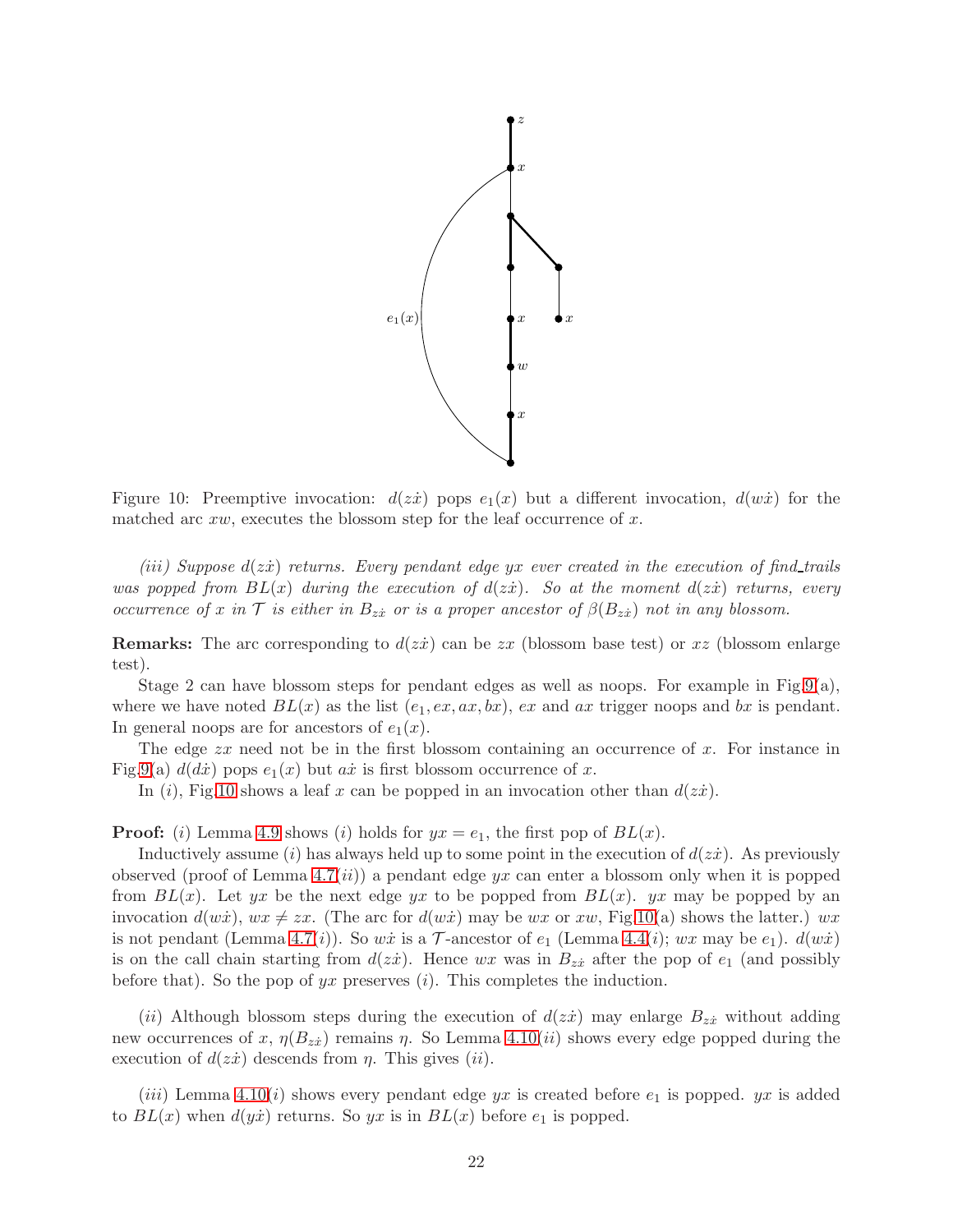Figure 10: Preemptive invocation: $d(z\dot{x})$ pops $e_1(x)$ but a different invocation, $d(w\dot{x})$ for the matched arc $xw$, executes the blossom step for the leaf occurrence of $x$.

*(iii) Suppose $d(z\dot{x})$ returns. Every pendant edge $yx$ ever created in the execution of find_trails was popped from $BL(x)$ during the execution of $d(z\dot{x})$. So at the moment $d(z\dot{x})$ returns, every occurrence of $x$ in $\mathcal{T}$ is either in $B_{z\dot{x}}$ or is a proper ancestor of $\beta(B_{z\dot{x}})$ not in any blossom.*

**Remarks:** The arc corresponding to $d(z\dot{x})$ can be $zx$ (blossom base test) or $xz$ (blossom enlarge test).

Stage 2 can have blossom steps for pendant edges as well as noops. For example in Fig.9(a), where we have noted $BL(x)$ as the list $(e_1, ex, ax, bx)$, $ex$ and $ax$ trigger noops and $bx$ is pendant. In general noops are for ancestors of $e_1(x)$.

The edge $zx$ need not be in the first blossom containing an occurrence of $x$. For instance in Fig.9(a) $d(d\dot{x})$ pops $e_1(x)$ but $a\dot{x}$ is first blossom occurrence of $x$.

In $(i)$, Fig.10 shows a leaf $x$ can be popped in an invocation other than $d(z\dot{x})$.

**Proof:** $(i)$ Lemma 4.9 shows $(i)$ holds for $yx = e_1$, the first pop of $BL(x)$.

Inductively assume $(i)$ has always held up to some point in the execution of $d(z\dot{x})$. As previously observed (proof of Lemma 4.7$(ii)$) a pendant edge $yx$ can enter a blossom only when it is popped from $BL(x)$. Let $yx$ be the next edge $yx$ to be popped from $BL(x)$. $yx$ may be popped by an invocation $d(w\dot{x})$, $wx \neq zx$. (The arc for $d(w\dot{x})$ may be $wx$ or $xw$, Fig.10(a) shows the latter.) $wx$ is not pendant (Lemma 4.7$(i)$). So $w\dot{x}$ is a $\mathcal{T}$-ancestor of $e_1$ (Lemma 4.4$(i)$; $wx$ may be $e_1$). $d(w\dot{x})$ is on the call chain starting from $d(z\dot{x})$. Hence $wx$ was in $B_{z\dot{x}}$ after the pop of $e_1$ (and possibly before that). So the pop of $yx$ preserves $(i)$. This completes the induction.

$(ii)$ Although blossom steps during the execution of $d(z\dot{x})$ may enlarge $B_{z\dot{x}}$ without adding new occurrences of $x$, $\eta(B_{z\dot{x}})$ remains $\eta$. So Lemma 4.10$(ii)$ shows every edge popped during the execution of $d(z\dot{x})$ descends from $\eta$. This gives $(ii)$.

$(iii)$ Lemma 4.10$(i)$ shows every pendant edge $yx$ is created before $e_1$ is popped. $yx$ is added to $BL(x)$ when $d(y\dot{x})$ returns. So $yx$ is in $BL(x)$ before $e_1$ is popped.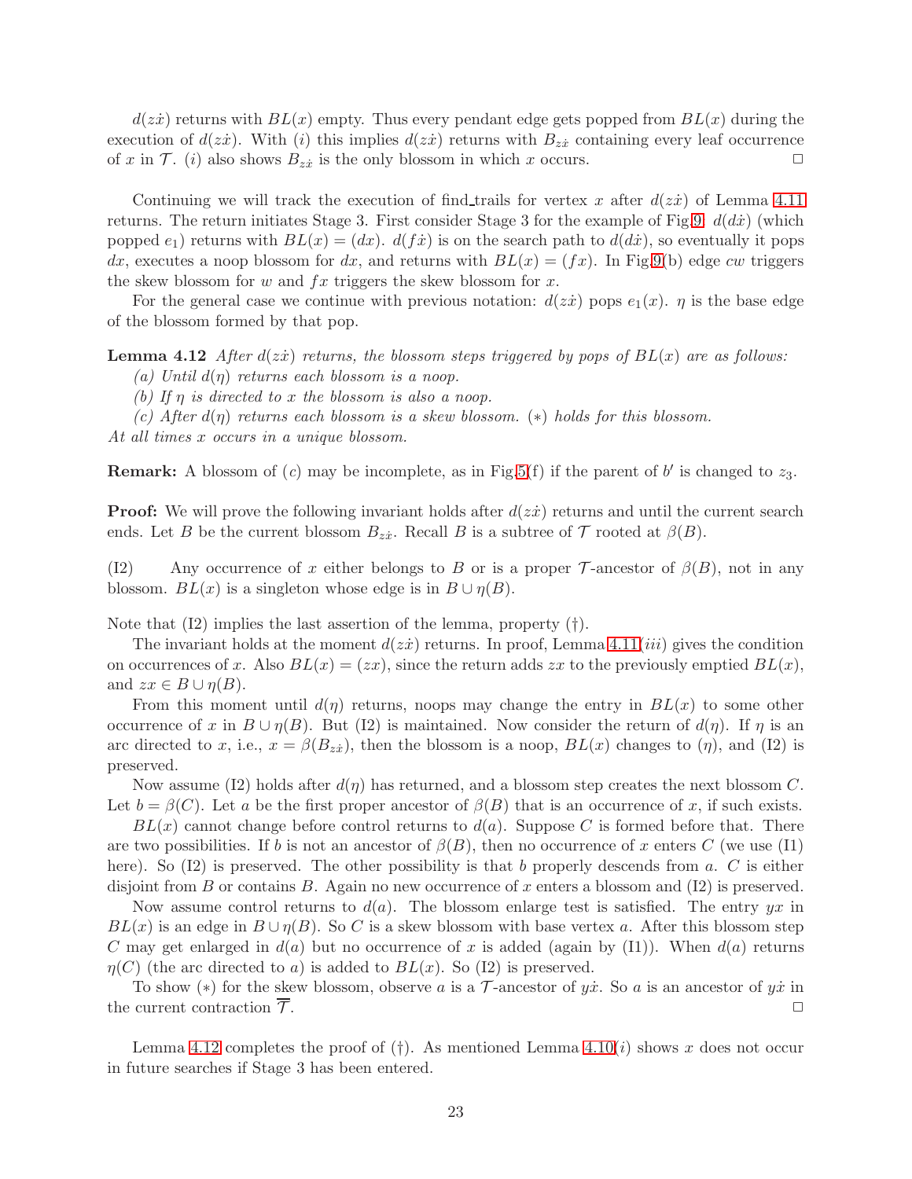$d(z\dot{x})$ returns with $BL(x)$ empty. Thus every pendant edge gets popped from $BL(x)$ during the execution of $d(z\dot{x})$. With $(i)$ this implies $d(z\dot{x})$ returns with $B_{z\dot{x}}$ containing every leaf occurrence of $x$ in $\mathcal{T}$. $(i)$ also shows $B_{z\dot{x}}$ is the only blossom in which $x$ occurs. $\Box$

Continuing we will track the execution of find_trails for vertex $x$ after $d(z\dot{x})$ of Lemma 4.11 returns. The return initiates Stage 3. First consider Stage 3 for the example of Fig.9: $d(d\dot{x})$ (which popped $e_1$) returns with $BL(x) = (dx)$. $d(f\dot{x})$ is on the search path to $d(d\dot{x})$, so eventually it pops $dx$, executes a noop blossom for $dx$, and returns with $BL(x) = (fx)$. In Fig.9(b) edge $cw$ triggers the skew blossom for $w$ and $fx$ triggers the skew blossom for $x$.

For the general case we continue with previous notation: $d(z\dot{x})$ pops $e_1(x)$. $\eta$ is the base edge of the blossom formed by that pop.

**Lemma 4.12** *After $d(z\dot{x})$ returns, the blossom steps triggered by pops of $BL(x)$ are as follows:*

*(a) Until $d(\eta)$ returns each blossom is a noop.*

*(b) If $\eta$ is directed to $x$ the blossom is also a noop.*

*(c) After $d(\eta)$ returns each blossom is a skew blossom. $(*)$ holds for this blossom.*

*At all times $x$ occurs in a unique blossom.*

**Remark:** A blossom of $(c)$ may be incomplete, as in Fig.5(f) if the parent of $b'$ is changed to $z_3$.

**Proof:** We will prove the following invariant holds after $d(z\dot{x})$ returns and until the current search ends. Let $B$ be the current blossom $B_{z\dot{x}}$. Recall $B$ is a subtree of $\mathcal{T}$ rooted at $\beta(B)$.

(I2) Any occurrence of $x$ either belongs to $B$ or is a proper $\mathcal{T}$-ancestor of $\beta(B)$, not in any blossom. $BL(x)$ is a singleton whose edge is in $B \cup \eta(B)$.

Note that (I2) implies the last assertion of the lemma, property (†).

The invariant holds at the moment $d(z\dot{x})$ returns. In proof, Lemma 4.11$(iii)$ gives the condition on occurrences of $x$. Also $BL(x) = (zx)$, since the return adds $zx$ to the previously emptied $BL(x)$, and $zx \in B \cup \eta(B)$.

From this moment until $d(\eta)$ returns, noops may change the entry in $BL(x)$ to some other occurrence of $x$ in $B \cup \eta(B)$. But (I2) is maintained. Now consider the return of $d(\eta)$. If $\eta$ is an arc directed to $x$, i.e., $x = \beta(B_{z\dot{x}})$, then the blossom is a noop, $BL(x)$ changes to $(\eta)$, and (I2) is preserved.

Now assume (I2) holds after $d(\eta)$ has returned, and a blossom step creates the next blossom $C$. Let $b = \beta(C)$. Let $a$ be the first proper ancestor of $\beta(B)$ that is an occurrence of $x$, if such exists.

$BL(x)$ cannot change before control returns to $d(a)$. Suppose $C$ is formed before that. There are two possibilities. If $b$ is not an ancestor of $\beta(B)$, then no occurrence of $x$ enters $C$ (we use (I1) here). So (I2) is preserved. The other possibility is that $b$ properly descends from $a$. $C$ is either disjoint from $B$ or contains $B$. Again no new occurrence of $x$ enters a blossom and (I2) is preserved.

Now assume control returns to $d(a)$. The blossom enlarge test is satisfied. The entry $yx$ in $BL(x)$ is an edge in $B \cup \eta(B)$. So $C$ is a skew blossom with base vertex $a$. After this blossom step $C$ may get enlarged in $d(a)$ but no occurrence of $x$ is added (again by (I1)). When $d(a)$ returns $\eta(C)$ (the arc directed to $a$) is added to $BL(x)$. So (I2) is preserved.

To show $(*)$ for the skew blossom, observe $a$ is a $\mathcal{T}$-ancestor of $y\dot{x}$. So $a$ is an ancestor of $y\dot{x}$ in the current contraction $\overline{\mathcal{T}}$. $\Box$

Lemma 4.12 completes the proof of (†). As mentioned Lemma 4.10$(i)$ shows $x$ does not occur in future searches if Stage 3 has been entered.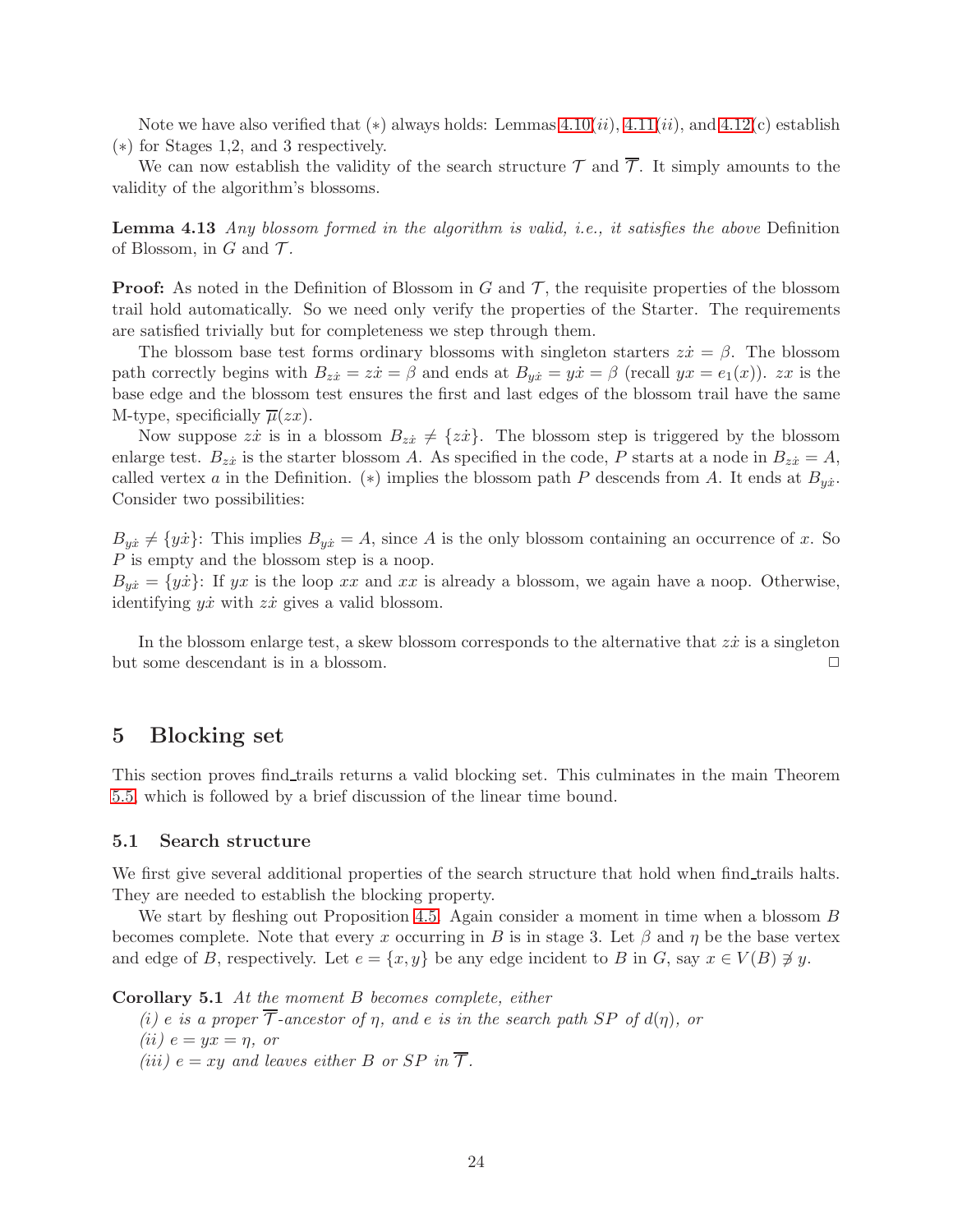Note we have also verified that $(*)$ always holds: Lemmas 4.10$(ii)$, 4.11$(ii)$, and 4.12(c) establish $(*)$ for Stages 1,2, and 3 respectively.

We can now establish the validity of the search structure $\mathcal{T}$ and $\overline{\mathcal{T}}$. It simply amounts to the validity of the algorithm's blossoms.

**Lemma 4.13** *Any blossom formed in the algorithm is valid, i.e., it satisfies the above* Definition of Blossom, in $G$ and $\mathcal{T}$.

**Proof:** As noted in the Definition of Blossom in $G$ and $\mathcal{T}$, the requisite properties of the blossom trail hold automatically. So we need only verify the properties of the Starter. The requirements are satisfied trivially but for completeness we step through them.

The blossom base test forms ordinary blossoms with singleton starters $z\dot{x} = \beta$. The blossom path correctly begins with $B_{z\dot{x}} = z\dot{x} = \beta$ and ends at $B_{y\dot{x}} = y\dot{x} = \beta$ (recall $yx = e_1(x)$). $zx$ is the base edge and the blossom test ensures the first and last edges of the blossom trail have the same M-type, specificially $\overline{\mu}(zx)$.

Now suppose $z\dot{x}$ is in a blossom $B_{z\dot{x}} \neq \{z\dot{x}\}$. The blossom step is triggered by the blossom enlarge test. $B_{z\dot{x}}$ is the starter blossom $A$. As specified in the code, $P$ starts at a node in $B_{z\dot{x}} = A$, called vertex $a$ in the Definition. $(*)$ implies the blossom path $P$ descends from $A$. It ends at $B_{y\dot{x}}$. Consider two possibilities:

$B_{y\dot{x}} \neq \{y\dot{x}\}$: This implies $B_{y\dot{x}} = A$, since $A$ is the only blossom containing an occurrence of $x$. So $P$ is empty and the blossom step is a noop.
$B_{y\dot{x}} = \{y\dot{x}\}$: If $yx$ is the loop $xx$ and $xx$ is already a blossom, we again have a noop. Otherwise, identifying $y\dot{x}$ with $z\dot{x}$ gives a valid blossom.

In the blossom enlarge test, a skew blossom corresponds to the alternative that $z\dot{x}$ is a singleton but some descendant is in a blossom. □

# 5 Blocking set

This section proves find_trails returns a valid blocking set. This culminates in the main Theorem 5.5 which is followed by a brief discussion of the linear time bound.

## 5.1 Search structure

We first give several additional properties of the search structure that hold when find_trails halts. They are needed to establish the blocking property.

We start by fleshing out Proposition 4.5. Again consider a moment in time when a blossom $B$ becomes complete. Note that every $x$ occurring in $B$ is in stage 3. Let $\beta$ and $\eta$ be the base vertex and edge of $B$, respectively. Let $e = \{x, y\}$ be any edge incident to $B$ in $G$, say $x \in V(B) \not\ni y$.

**Corollary 5.1** *At the moment $B$ becomes complete, either*
*(i) $e$ is a proper $\overline{\mathcal{T}}$-ancestor of $\eta$, and $e$ is in the search path $SP$ of $d(\eta)$, or*
*(ii) $e = yx = \eta$, or*
*(iii) $e = xy$ and leaves either $B$ or $SP$ in $\overline{\mathcal{T}}$.*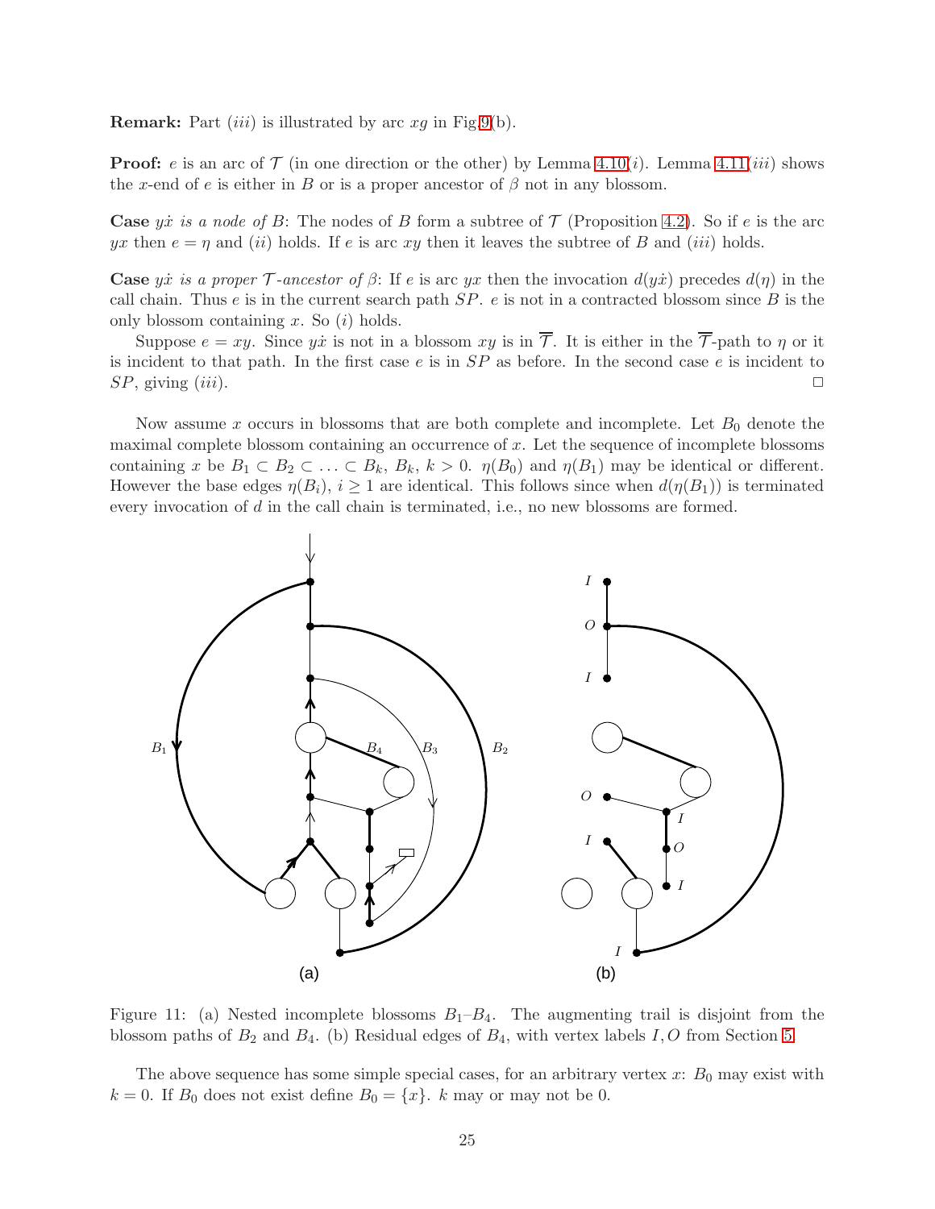**Remark:** Part $(iii)$ is illustrated by arc $xg$ in Fig.9(b).

**Proof:** $e$ is an arc of $\mathcal{T}$ (in one direction or the other) by Lemma 4.10($i$). Lemma 4.11($iii$) shows the $x$-end of $e$ is either in $B$ or is a proper ancestor of $\beta$ not in any blossom.

**Case** $y\dot{x}$ *is a node of* $B$: The nodes of $B$ form a subtree of $\mathcal{T}$ (Proposition 4.2). So if $e$ is the arc $yx$ then $e = \eta$ and $(ii)$ holds. If $e$ is arc $xy$ then it leaves the subtree of $B$ and $(iii)$ holds.

**Case** $y\dot{x}$ *is a proper* $\mathcal{T}$*-ancestor of* $\beta$: If $e$ is arc $yx$ then the invocation $d(y\dot{x})$ precedes $d(\eta)$ in the call chain. Thus $e$ is in the current search path $SP$. $e$ is not in a contracted blossom since $B$ is the only blossom containing $x$. So $(i)$ holds.

Suppose $e = xy$. Since $y\dot{x}$ is not in a blossom $xy$ is in $\overline{\mathcal{T}}$. It is either in the $\overline{\mathcal{T}}$-path to $\eta$ or it is incident to that path. In the first case $e$ is in $SP$ as before. In the second case $e$ is incident to $SP$, giving $(iii)$. $\square$

Now assume $x$ occurs in blossoms that are both complete and incomplete. Let $B_0$ denote the maximal complete blossom containing an occurrence of $x$. Let the sequence of incomplete blossoms containing $x$ be $B_1 \subset B_2 \subset \ldots \subset B_k$, $B_k$, $k > 0$. $\eta(B_0)$ and $\eta(B_1)$ may be identical or different. However the base edges $\eta(B_i)$, $i \geq 1$ are identical. This follows since when $d(\eta(B_1))$ is terminated every invocation of $d$ in the call chain is terminated, i.e., no new blossoms are formed.

Figure 11: (a) Nested incomplete blossoms $B_1$–$B_4$. The augmenting trail is disjoint from the blossom paths of $B_2$ and $B_4$. (b) Residual edges of $B_4$, with vertex labels $I, O$ from Section 5.

The above sequence has some simple special cases, for an arbitrary vertex $x$: $B_0$ may exist with $k = 0$. If $B_0$ does not exist define $B_0 = \{x\}$. $k$ may or may not be 0.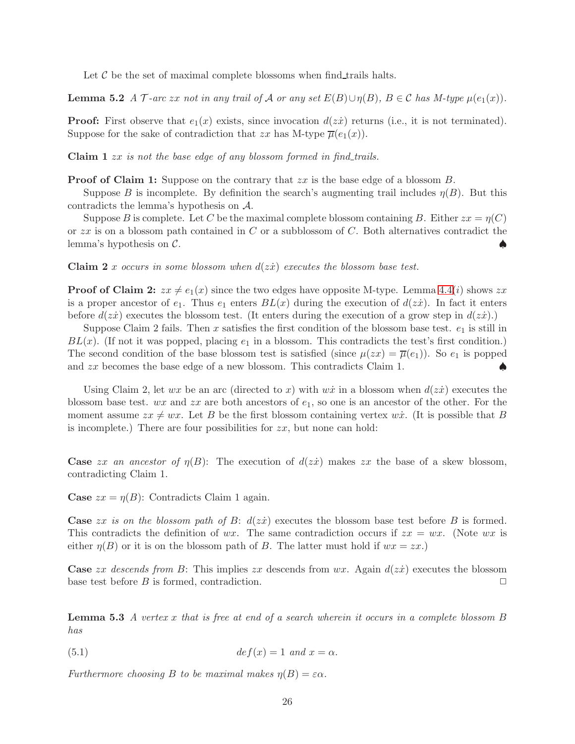Let $\mathcal{C}$ be the set of maximal complete blossoms when find_trails halts.

**Lemma 5.2** *A $\mathcal{T}$-arc $zx$ not in any trail of $\mathcal{A}$ or any set $E(B) \cup \eta(B)$, $B \in \mathcal{C}$ has M-type $\mu(e_1(x))$.*

**Proof:** First observe that $e_1(x)$ exists, since invocation $d(z\dot{x})$ returns (i.e., it is not terminated). Suppose for the sake of contradiction that $zx$ has M-type $\overline{\mu}(e_1(x))$.

**Claim 1** *$zx$ is not the base edge of any blossom formed in find_trails.*

**Proof of Claim 1:** Suppose on the contrary that $zx$ is the base edge of a blossom $B$.

Suppose $B$ is incomplete. By definition the search's augmenting trail includes $\eta(B)$. But this contradicts the lemma's hypothesis on $\mathcal{A}$.

Suppose $B$ is complete. Let $C$ be the maximal complete blossom containing $B$. Either $zx = \eta(C)$ or $zx$ is on a blossom path contained in $C$ or a subblossom of $C$. Both alternatives contradict the lemma's hypothesis on $\mathcal{C}$. ♠

**Claim 2** *$x$ occurs in some blossom when $d(z\dot{x})$ executes the blossom base test.*

**Proof of Claim 2:** $zx \neq e_1(x)$ since the two edges have opposite M-type. Lemma 4.4($i$) shows $zx$ is a proper ancestor of $e_1$. Thus $e_1$ enters $BL(x)$ during the execution of $d(z\dot{x})$. In fact it enters before $d(z\dot{x})$ executes the blossom test. (It enters during the execution of a grow step in $d(z\dot{x})$.)

Suppose Claim 2 fails. Then $x$ satisfies the first condition of the blossom base test. $e_1$ is still in $BL(x)$. (If not it was popped, placing $e_1$ in a blossom. This contradicts the test's first condition.) The second condition of the base blossom test is satisfied (since $\mu(zx) = \overline{\mu}(e_1)$). So $e_1$ is popped and $zx$ becomes the base edge of a new blossom. This contradicts Claim 1. ♠

Using Claim 2, let $wx$ be an arc (directed to $x$) with $w\dot{x}$ in a blossom when $d(z\dot{x})$ executes the blossom base test. $wx$ and $zx$ are both ancestors of $e_1$, so one is an ancestor of the other. For the moment assume $zx \neq wx$. Let $B$ be the first blossom containing vertex $w\dot{x}$. (It is possible that $B$ is incomplete.) There are four possibilities for $zx$, but none can hold:

**Case** *$zx$ an ancestor of $\eta(B)$*: The execution of $d(z\dot{x})$ makes $zx$ the base of a skew blossom, contradicting Claim 1.

**Case** $zx = \eta(B)$: Contradicts Claim 1 again.

**Case** *$zx$ is on the blossom path of $B$*: $d(z\dot{x})$ executes the blossom base test before $B$ is formed. This contradicts the definition of $wx$. The same contradiction occurs if $zx = wx$. (Note $wx$ is either $\eta(B)$ or it is on the blossom path of $B$. The latter must hold if $wx = zx$.)

**Case** *$zx$ descends from $B$*: This implies $zx$ descends from $wx$. Again $d(z\dot{x})$ executes the blossom base test before $B$ is formed, contradiction. □

**Lemma 5.3** *A vertex $x$ that is free at end of a search wherein it occurs in a complete blossom $B$ has*

$$def(x) = 1 \text{ and } x = \alpha. \tag{5.1}$$

*Furthermore choosing $B$ to be maximal makes $\eta(B) = \varepsilon\alpha$.*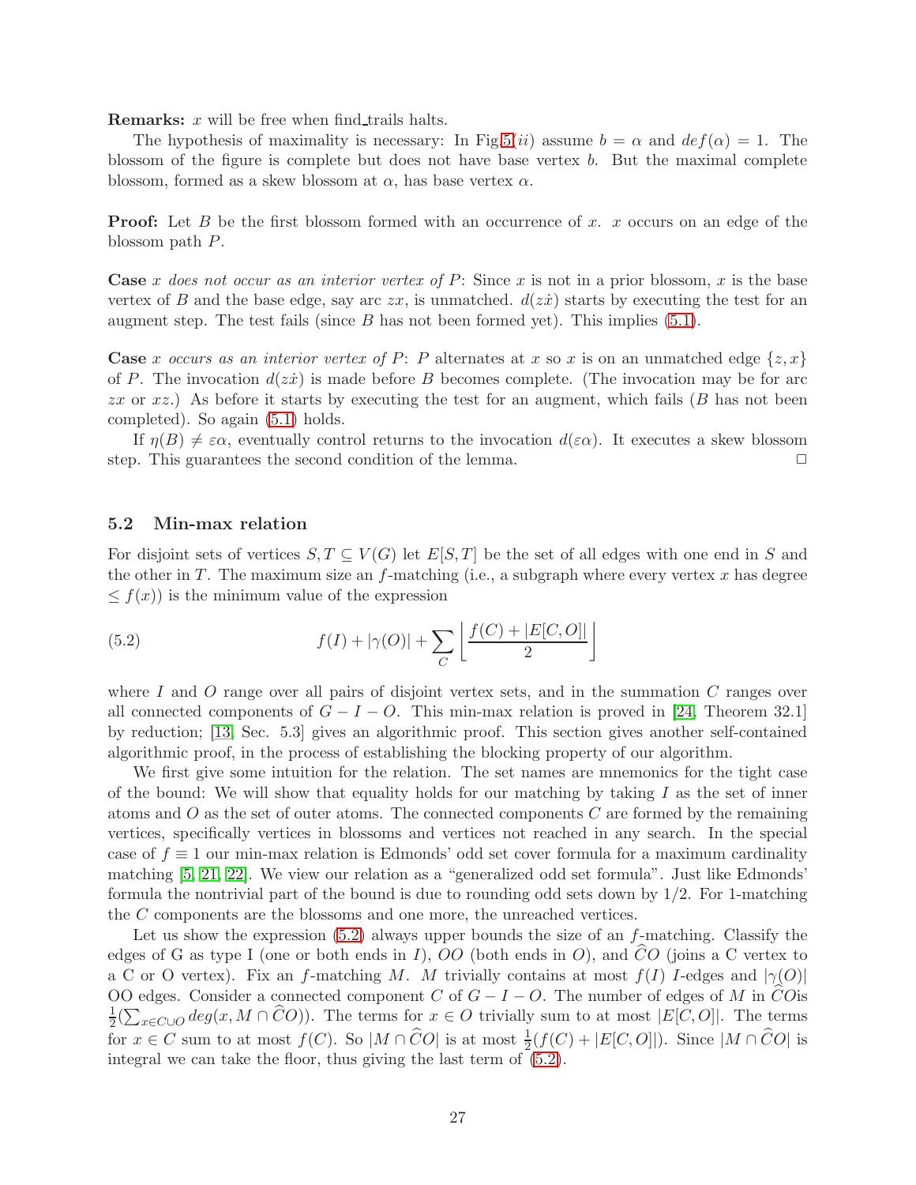**Remarks:** $x$ will be free when find_trails halts.

The hypothesis of maximality is necessary: In Fig.5$(ii)$ assume $b = \alpha$ and $def(\alpha) = 1$. The blossom of the figure is complete but does not have base vertex $b$. But the maximal complete blossom, formed as a skew blossom at $\alpha$, has base vertex $\alpha$.

**Proof:** Let $B$ be the first blossom formed with an occurrence of $x$. $x$ occurs on an edge of the blossom path $P$.

**Case** *$x$ does not occur as an interior vertex of $P$*: Since $x$ is not in a prior blossom, $x$ is the base vertex of $B$ and the base edge, say arc $zx$, is unmatched. $d(z\dot{x})$ starts by executing the test for an augment step. The test fails (since $B$ has not been formed yet). This implies (5.1).

**Case** *$x$ occurs as an interior vertex of $P$*: $P$ alternates at $x$ so $x$ is on an unmatched edge $\{z, x\}$ of $P$. The invocation $d(z\dot{x})$ is made before $B$ becomes complete. (The invocation may be for arc $zx$ or $xz$.) As before it starts by executing the test for an augment, which fails ($B$ has not been completed). So again (5.1) holds.

If $\eta(B) \neq \varepsilon\alpha$, eventually control returns to the invocation $d(\varepsilon\alpha)$. It executes a skew blossom step. This guarantees the second condition of the lemma. $\square$

### 5.2 Min-max relation

For disjoint sets of vertices $S, T \subseteq V(G)$ let $E[S, T]$ be the set of all edges with one end in $S$ and the other in $T$. The maximum size an $f$-matching (i.e., a subgraph where every vertex $x$ has degree $\leq f(x)$) is the minimum value of the expression

$$f(I) + |\gamma(O)| + \sum_{C} \left\lfloor \frac{f(C) + |E[C, O]|}{2} \right\rfloor \tag{5.2}$$

where $I$ and $O$ range over all pairs of disjoint vertex sets, and in the summation $C$ ranges over all connected components of $G - I - O$. This min-max relation is proved in [24, Theorem 32.1] by reduction; [13, Sec. 5.3] gives an algorithmic proof. This section gives another self-contained algorithmic proof, in the process of establishing the blocking property of our algorithm.

We first give some intuition for the relation. The set names are mnemonics for the tight case of the bound: We will show that equality holds for our matching by taking $I$ as the set of inner atoms and $O$ as the set of outer atoms. The connected components $C$ are formed by the remaining vertices, specifically vertices in blossoms and vertices not reached in any search. In the special case of $f \equiv 1$ our min-max relation is Edmonds' odd set cover formula for a maximum cardinality matching [5, 21, 22]. We view our relation as a "generalized odd set formula". Just like Edmonds' formula the nontrivial part of the bound is due to rounding odd sets down by 1/2. For 1-matching the $C$ components are the blossoms and one more, the unreached vertices.

Let us show the expression (5.2) always upper bounds the size of an $f$-matching. Classify the edges of G as type I (one or both ends in $I$), $OO$ (both ends in $O$), and $\widehat{C}O$ (joins a C vertex to a C or O vertex). Fix an $f$-matching $M$. $M$ trivially contains at most $f(I)$ $I$-edges and $|\gamma(O)|$ OO edges. Consider a connected component $C$ of $G - I - O$. The number of edges of $M$ in $\widehat{C}O$is $\frac{1}{2}(\sum_{x \in C \cup O} deg(x, M \cap \widehat{C}O))$. The terms for $x \in O$ trivially sum to at most $|E[C, O]|$. The terms for $x \in C$ sum to at most $f(C)$. So $|M \cap \widehat{C}O|$ is at most $\frac{1}{2}(f(C) + |E[C, O]|)$. Since $|M \cap \widehat{C}O|$ is integral we can take the floor, thus giving the last term of (5.2).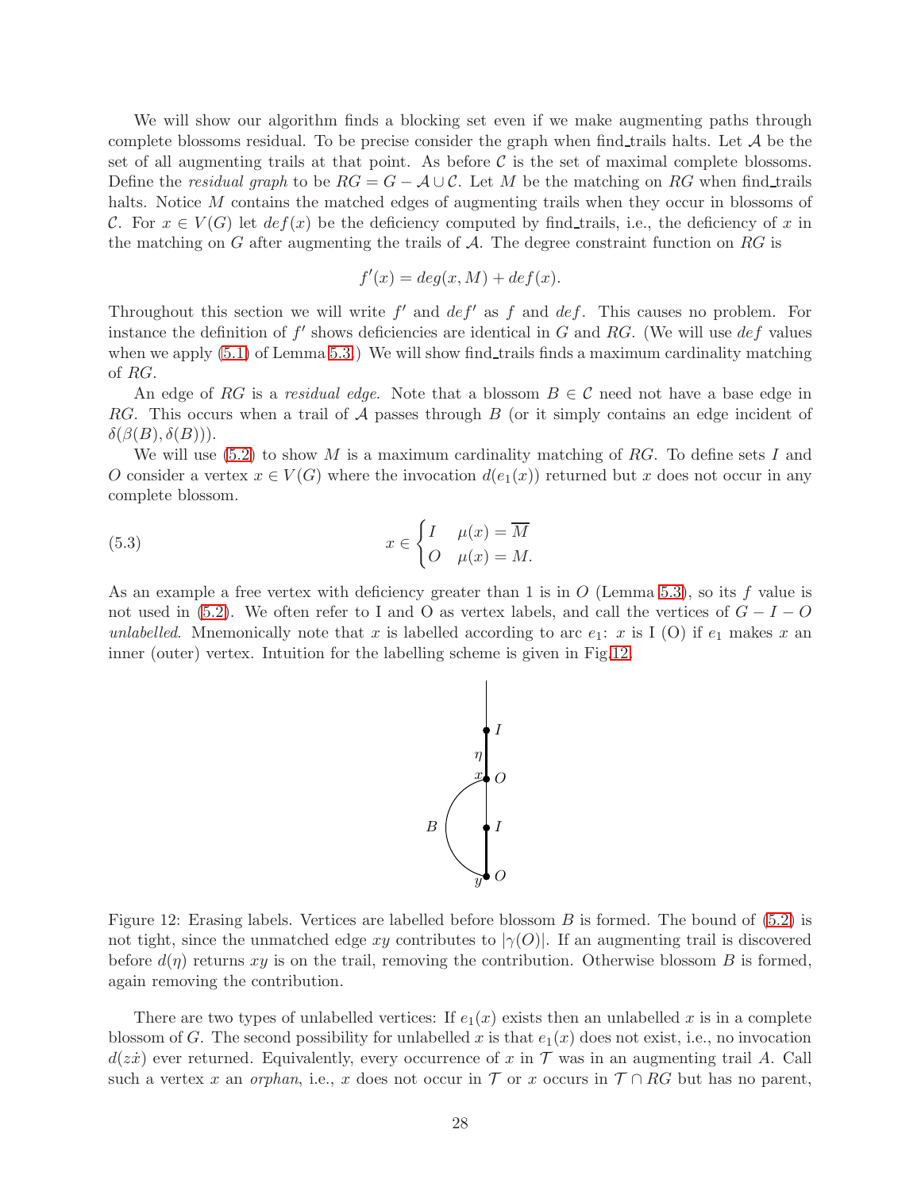We will show our algorithm finds a blocking set even if we make augmenting paths through complete blossoms residual. To be precise consider the graph when find_trails halts. Let $\mathcal{A}$ be the set of all augmenting trails at that point. As before $\mathcal{C}$ is the set of maximal complete blossoms. Define the *residual graph* to be $RG = G - \mathcal{A} \cup \mathcal{C}$. Let $M$ be the matching on $RG$ when find_trails halts. Notice $M$ contains the matched edges of augmenting trails when they occur in blossoms of $\mathcal{C}$. For $x \in V(G)$ let $def(x)$ be the deficiency computed by find_trails, i.e., the deficiency of $x$ in the matching on $G$ after augmenting the trails of $\mathcal{A}$. The degree constraint function on $RG$ is

$$f'(x) = deg(x, M) + def(x).$$

Throughout this section we will write $f'$ and $def'$ as $f$ and $def$. This causes no problem. For instance the definition of $f'$ shows deficiencies are identical in $G$ and $RG$. (We will use $def$ values when we apply (5.1) of Lemma 5.3.) We will show find_trails finds a maximum cardinality matching of $RG$.

An edge of $RG$ is a *residual edge*. Note that a blossom $B \in \mathcal{C}$ need not have a base edge in $RG$. This occurs when a trail of $\mathcal{A}$ passes through $B$ (or it simply contains an edge incident of $\delta(\beta(B), \delta(B))$).

We will use (5.2) to show $M$ is a maximum cardinality matching of $RG$. To define sets $I$ and $O$ consider a vertex $x \in V(G)$ where the invocation $d(e_1(x))$ returned but $x$ does not occur in any complete blossom.

$$x \in \begin{cases} I & \mu(x) = \overline{M} \\ O & \mu(x) = M. \end{cases} \tag{5.3}$$

As an example a free vertex with deficiency greater than 1 is in $O$ (Lemma 5.3), so its $f$ value is not used in (5.2). We often refer to I and O as vertex labels, and call the vertices of $G - I - O$ *unlabelled*. Mnemonically note that $x$ is labelled according to arc $e_1$: $x$ is I (O) if $e_1$ makes $x$ an inner (outer) vertex. Intuition for the labelling scheme is given in Fig.12.

Figure 12: Erasing labels. Vertices are labelled before blossom $B$ is formed. The bound of (5.2) is not tight, since the unmatched edge $xy$ contributes to $|\gamma(O)|$. If an augmenting trail is discovered before $d(\eta)$ returns $xy$ is on the trail, removing the contribution. Otherwise blossom $B$ is formed, again removing the contribution.

There are two types of unlabelled vertices: If $e_1(x)$ exists then an unlabelled $x$ is in a complete blossom of $G$. The second possibility for unlabelled $x$ is that $e_1(x)$ does not exist, i.e., no invocation $d(z\dot{x})$ ever returned. Equivalently, every occurrence of $x$ in $\mathcal{T}$ was in an augmenting trail $A$. Call such a vertex $x$ an *orphan*, i.e., $x$ does not occur in $\mathcal{T}$ or $x$ occurs in $\mathcal{T} \cap RG$ but has no parent,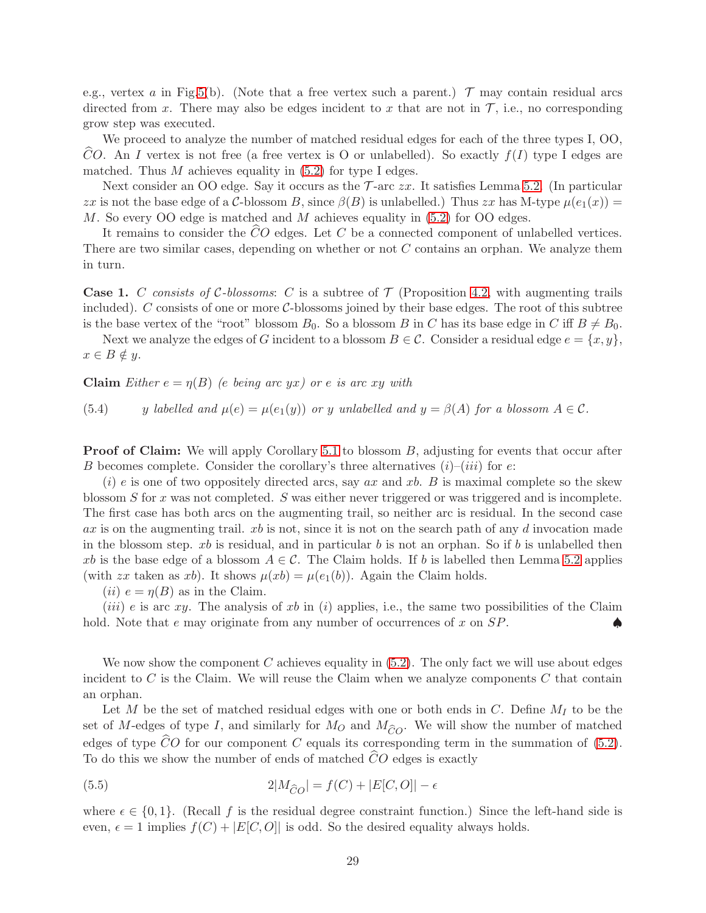e.g., vertex $a$ in Fig.5(b). (Note that a free vertex such a parent.) $\mathcal{T}$ may contain residual arcs directed from $x$. There may also be edges incident to $x$ that are not in $\mathcal{T}$, i.e., no corresponding grow step was executed.

We proceed to analyze the number of matched residual edges for each of the three types I, OO, $\widehat{C}O$. An $I$ vertex is not free (a free vertex is O or unlabelled). So exactly $f(I)$ type I edges are matched. Thus $M$ achieves equality in (5.2) for type I edges.

Next consider an OO edge. Say it occurs as the $\mathcal{T}$-arc $zx$. It satisfies Lemma 5.2. (In particular $zx$ is not the base edge of a $\mathcal{C}$-blossom $B$, since $\beta(B)$ is unlabelled.) Thus $zx$ has M-type $\mu(e_1(x)) = M$. So every OO edge is matched and $M$ achieves equality in (5.2) for OO edges.

It remains to consider the $\widehat{C}O$ edges. Let $C$ be a connected component of unlabelled vertices. There are two similar cases, depending on whether or not $C$ contains an orphan. We analyze them in turn.

**Case 1.** *$C$ consists of $\mathcal{C}$-blossoms*: $C$ is a subtree of $\mathcal{T}$ (Proposition 4.2, with augmenting trails included). $C$ consists of one or more $\mathcal{C}$-blossoms joined by their base edges. The root of this subtree is the base vertex of the "root" blossom $B_0$. So a blossom $B$ in $C$ has its base edge in $C$ iff $B \neq B_0$.

Next we analyze the edges of $G$ incident to a blossom $B \in \mathcal{C}$. Consider a residual edge $e = \{x, y\}$, $x \in B \notin y$.

**Claim** *Either $e = \eta(B)$ ($e$ being arc $yx$) or $e$ is arc $xy$ with*

$$(5.4) \qquad y \text{ labelled and } \mu(e) = \mu(e_1(y)) \text{ or } y \text{ unlabelled and } y = \beta(A) \text{ for a blossom } A \in \mathcal{C}.$$

**Proof of Claim:** We will apply Corollary 5.1 to blossom $B$, adjusting for events that occur after $B$ becomes complete. Consider the corollary's three alternatives $(i)$–$(iii)$ for $e$:

$(i)$ $e$ is one of two oppositely directed arcs, say $ax$ and $xb$. $B$ is maximal complete so the skew blossom $S$ for $x$ was not completed. $S$ was either never triggered or was triggered and is incomplete. The first case has both arcs on the augmenting trail, so neither arc is residual. In the second case $ax$ is on the augmenting trail. $xb$ is not, since it is not on the search path of any $d$ invocation made in the blossom step. $xb$ is residual, and in particular $b$ is not an orphan. So if $b$ is unlabelled then $xb$ is the base edge of a blossom $A \in \mathcal{C}$. The Claim holds. If $b$ is labelled then Lemma 5.2 applies (with $zx$ taken as $xb$). It shows $\mu(xb) = \mu(e_1(b))$. Again the Claim holds.

$(ii)$ $e = \eta(B)$ as in the Claim.

$(iii)$ $e$ is arc $xy$. The analysis of $xb$ in $(i)$ applies, i.e., the same two possibilities of the Claim hold. Note that $e$ may originate from any number of occurrences of $x$ on $SP$. ♠

We now show the component $C$ achieves equality in (5.2). The only fact we will use about edges incident to $C$ is the Claim. We will reuse the Claim when we analyze components $C$ that contain an orphan.

Let $M$ be the set of matched residual edges with one or both ends in $C$. Define $M_I$ to be the set of $M$-edges of type $I$, and similarly for $M_O$ and $M_{\widehat{C}O}$. We will show the number of matched edges of type $\widehat{C}O$ for our component $C$ equals its corresponding term in the summation of (5.2). To do this we show the number of ends of matched $\widehat{C}O$ edges is exactly

$$(5.5) \qquad 2|M_{\widehat{C}O}| = f(C) + |E[C,O]| - \epsilon$$

where $\epsilon \in \{0, 1\}$. (Recall $f$ is the residual degree constraint function.) Since the left-hand side is even, $\epsilon = 1$ implies $f(C) + |E[C,O]|$ is odd. So the desired equality always holds.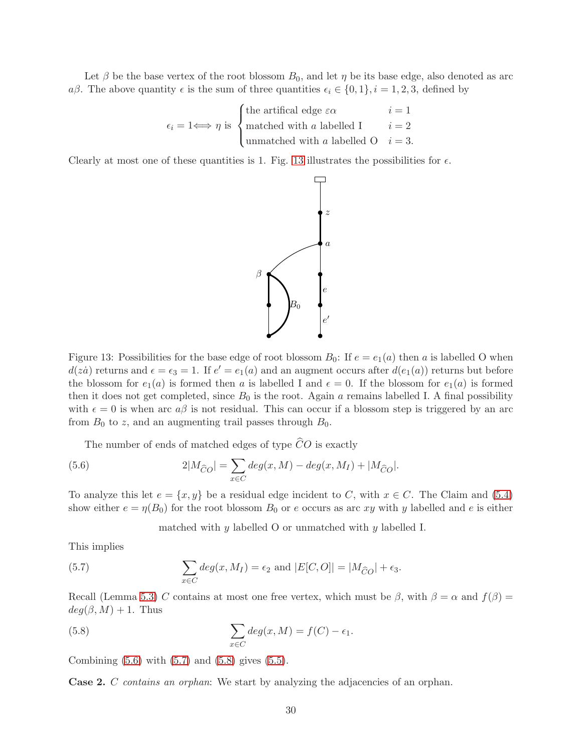Let $\beta$ be the base vertex of the root blossom $B_0$, and let $\eta$ be its base edge, also denoted as arc $a\beta$. The above quantity $\epsilon$ is the sum of three quantities $\epsilon_i \in \{0,1\}, i = 1,2,3$, defined by

$$\epsilon_i = 1 \Longleftrightarrow \eta \text{ is } \begin{cases} \text{the artifical edge } \varepsilon\alpha & i = 1 \\ \text{matched with } a \text{ labelled I} & i = 2 \\ \text{unmatched with } a \text{ labelled O} & i = 3. \end{cases}$$

Clearly at most one of these quantities is 1. Fig. 13 illustrates the possibilities for $\epsilon$.

Figure 13: Possibilities for the base edge of root blossom $B_0$: If $e = e_1(a)$ then $a$ is labelled O when $d(z\dot{a})$ returns and $\epsilon = \epsilon_3 = 1$. If $e' = e_1(a)$ and an augment occurs after $d(e_1(a))$ returns but before the blossom for $e_1(a)$ is formed then $a$ is labelled I and $\epsilon = 0$. If the blossom for $e_1(a)$ is formed then it does not get completed, since $B_0$ is the root. Again $a$ remains labelled I. A final possibility with $\epsilon = 0$ is when arc $a\beta$ is not residual. This can occur if a blossom step is triggered by an arc from $B_0$ to $z$, and an augmenting trail passes through $B_0$.

The number of ends of matched edges of type $\widehat{C}O$ is exactly

$$(5.6) \qquad 2|M_{\widehat{C}O}| = \sum_{x \in C} deg(x, M) - deg(x, M_I) + |M_{\widehat{C}O}|.$$

To analyze this let $e = \{x, y\}$ be a residual edge incident to $C$, with $x \in C$. The Claim and (5.4) show either $e = \eta(B_0)$ for the root blossom $B_0$ or $e$ occurs as arc $xy$ with $y$ labelled and $e$ is either

matched with $y$ labelled O or unmatched with $y$ labelled I.

This implies

$$(5.7) \qquad \sum_{x \in C} deg(x, M_I) = \epsilon_2 \text{ and } |E[C, O]| = |M_{\widehat{C}O}| + \epsilon_3.$$

Recall (Lemma 5.3) $C$ contains at most one free vertex, which must be $\beta$, with $\beta = \alpha$ and $f(\beta) = deg(\beta, M) + 1$. Thus

$$(5.8) \qquad \sum_{x \in C} deg(x, M) = f(C) - \epsilon_1.$$

Combining (5.6) with (5.7) and (5.8) gives (5.5).

**Case 2.** *C contains an orphan*: We start by analyzing the adjacencies of an orphan.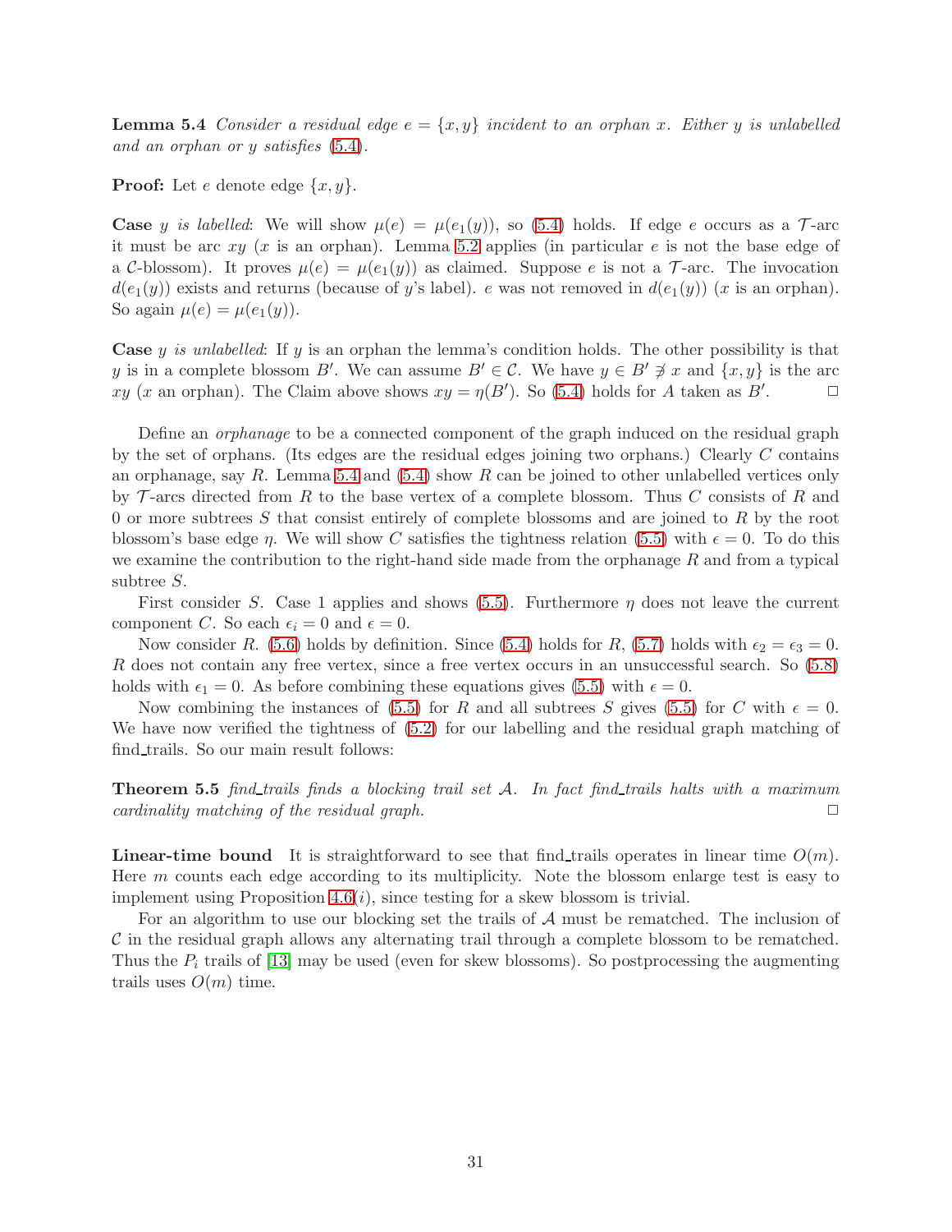**Lemma 5.4** *Consider a residual edge $e = \{x, y\}$ incident to an orphan $x$. Either $y$ is unlabelled and an orphan or $y$ satisfies (5.4).*

**Proof:** Let $e$ denote edge $\{x, y\}$.

**Case** *$y$ is labelled*: We will show $\mu(e) = \mu(e_1(y))$, so (5.4) holds. If edge $e$ occurs as a $\mathcal{T}$-arc it must be arc $xy$ ($x$ is an orphan). Lemma 5.2 applies (in particular $e$ is not the base edge of a $\mathcal{C}$-blossom). It proves $\mu(e) = \mu(e_1(y))$ as claimed. Suppose $e$ is not a $\mathcal{T}$-arc. The invocation $d(e_1(y))$ exists and returns (because of $y$'s label). $e$ was not removed in $d(e_1(y))$ ($x$ is an orphan). So again $\mu(e) = \mu(e_1(y))$.

**Case** *$y$ is unlabelled*: If $y$ is an orphan the lemma's condition holds. The other possibility is that $y$ is in a complete blossom $B'$. We can assume $B' \in \mathcal{C}$. We have $y \in B' \not\ni x$ and $\{x, y\}$ is the arc $xy$ ($x$ an orphan). The Claim above shows $xy = \eta(B')$. So (5.4) holds for $A$ taken as $B'$. $\square$

Define an *orphanage* to be a connected component of the graph induced on the residual graph by the set of orphans. (Its edges are the residual edges joining two orphans.) Clearly $C$ contains an orphanage, say $R$. Lemma 5.4 and (5.4) show $R$ can be joined to other unlabelled vertices only by $\mathcal{T}$-arcs directed from $R$ to the base vertex of a complete blossom. Thus $C$ consists of $R$ and 0 or more subtrees $S$ that consist entirely of complete blossoms and are joined to $R$ by the root blossom's base edge $\eta$. We will show $C$ satisfies the tightness relation (5.5) with $\epsilon = 0$. To do this we examine the contribution to the right-hand side made from the orphanage $R$ and from a typical subtree $S$.

First consider $S$. Case 1 applies and shows (5.5). Furthermore $\eta$ does not leave the current component $C$. So each $\epsilon_i = 0$ and $\epsilon = 0$.

Now consider $R$. (5.6) holds by definition. Since (5.4) holds for $R$, (5.7) holds with $\epsilon_2 = \epsilon_3 = 0$. $R$ does not contain any free vertex, since a free vertex occurs in an unsuccessful search. So (5.8) holds with $\epsilon_1 = 0$. As before combining these equations gives (5.5) with $\epsilon = 0$.

Now combining the instances of (5.5) for $R$ and all subtrees $S$ gives (5.5) for $C$ with $\epsilon = 0$. We have now verified the tightness of (5.2) for our labelling and the residual graph matching of find_trails. So our main result follows:

**Theorem 5.5** *find_trails finds a blocking trail set $\mathcal{A}$. In fact find_trails halts with a maximum cardinality matching of the residual graph.* $\square$

**Linear-time bound** It is straightforward to see that find_trails operates in linear time $O(m)$. Here $m$ counts each edge according to its multiplicity. Note the blossom enlarge test is easy to implement using Proposition 4.6($i$), since testing for a skew blossom is trivial.

For an algorithm to use our blocking set the trails of $\mathcal{A}$ must be rematched. The inclusion of $\mathcal{C}$ in the residual graph allows any alternating trail through a complete blossom to be rematched. Thus the $P_i$ trails of [13] may be used (even for skew blossoms). So postprocessing the augmenting trails uses $O(m)$ time.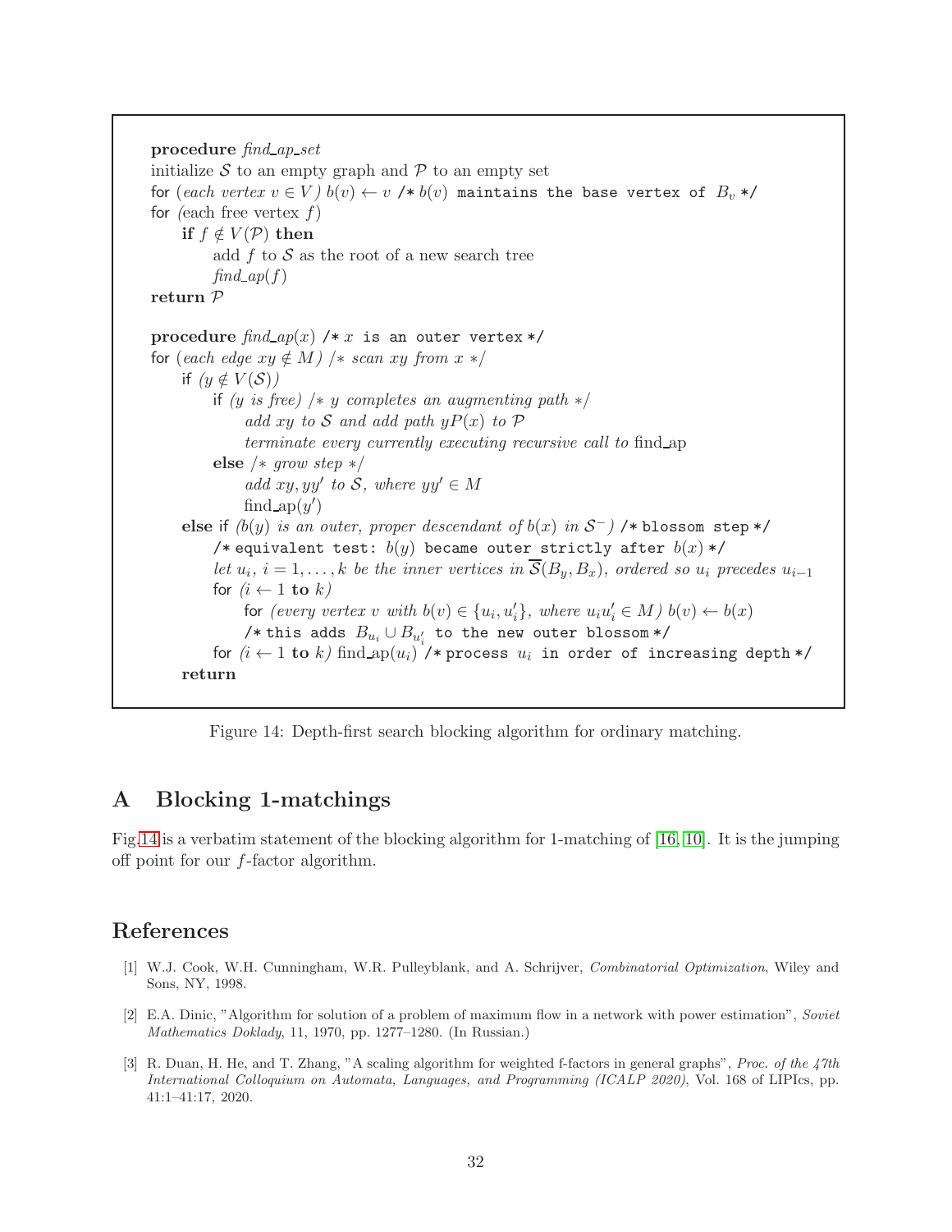```
procedure find_ap_set
initialize S to an empty graph and P to an empty set
for (each vertex v ∈ V) b(v) ← v /* b(v) maintains the base vertex of B_v */
for (each free vertex f)
    if f ∉ V(P) then
        add f to S as the root of a new search tree
        find_ap(f)
return P

procedure find_ap(x) /* x is an outer vertex */
for (each edge xy ∉ M) /* scan xy from x */
    if (y ∉ V(S))
        if (y is free) /* y completes an augmenting path */
            add xy to S and add path yP(x) to P
            terminate every currently executing recursive call to find_ap
        else /* grow step */
            add xy, yy' to S, where yy' ∈ M
            find_ap(y')
    else if (b(y) is an outer, proper descendant of b(x) in S^-) /* blossom step */
        /* equivalent test: b(y) became outer strictly after b(x) */
        let u_i, i = 1,...,k be the inner vertices in S̄(B_y, B_x), ordered so u_i precedes u_{i-1}
        for (i ← 1 to k)
            for (every vertex v with b(v) ∈ {u_i, u'_i}, where u_i u'_i ∈ M) b(v) ← b(x)
            /* this adds B_{u_i} ∪ B_{u'_i} to the new outer blossom */
        for (i ← 1 to k) find_ap(u_i) /* process u_i in order of increasing depth */
    return
```

Figure 14: Depth-first search blocking algorithm for ordinary matching.

# A Blocking 1-matchings

Fig.14 is a verbatim statement of the blocking algorithm for 1-matching of [16, 10]. It is the jumping off point for our $f$-factor algorithm.

# References

[1] W.J. Cook, W.H. Cunningham, W.R. Pulleyblank, and A. Schrijver, *Combinatorial Optimization*, Wiley and Sons, NY, 1998.

[2] E.A. Dinic, "Algorithm for solution of a problem of maximum flow in a network with power estimation", *Soviet Mathematics Doklady*, 11, 1970, pp. 1277–1280. (In Russian.)

[3] R. Duan, H. He, and T. Zhang, "A scaling algorithm for weighted f-factors in general graphs", *Proc. of the 47th International Colloquium on Automata, Languages, and Programming (ICALP 2020)*, Vol. 168 of LIPIcs, pp. 41:1–41:17, 2020.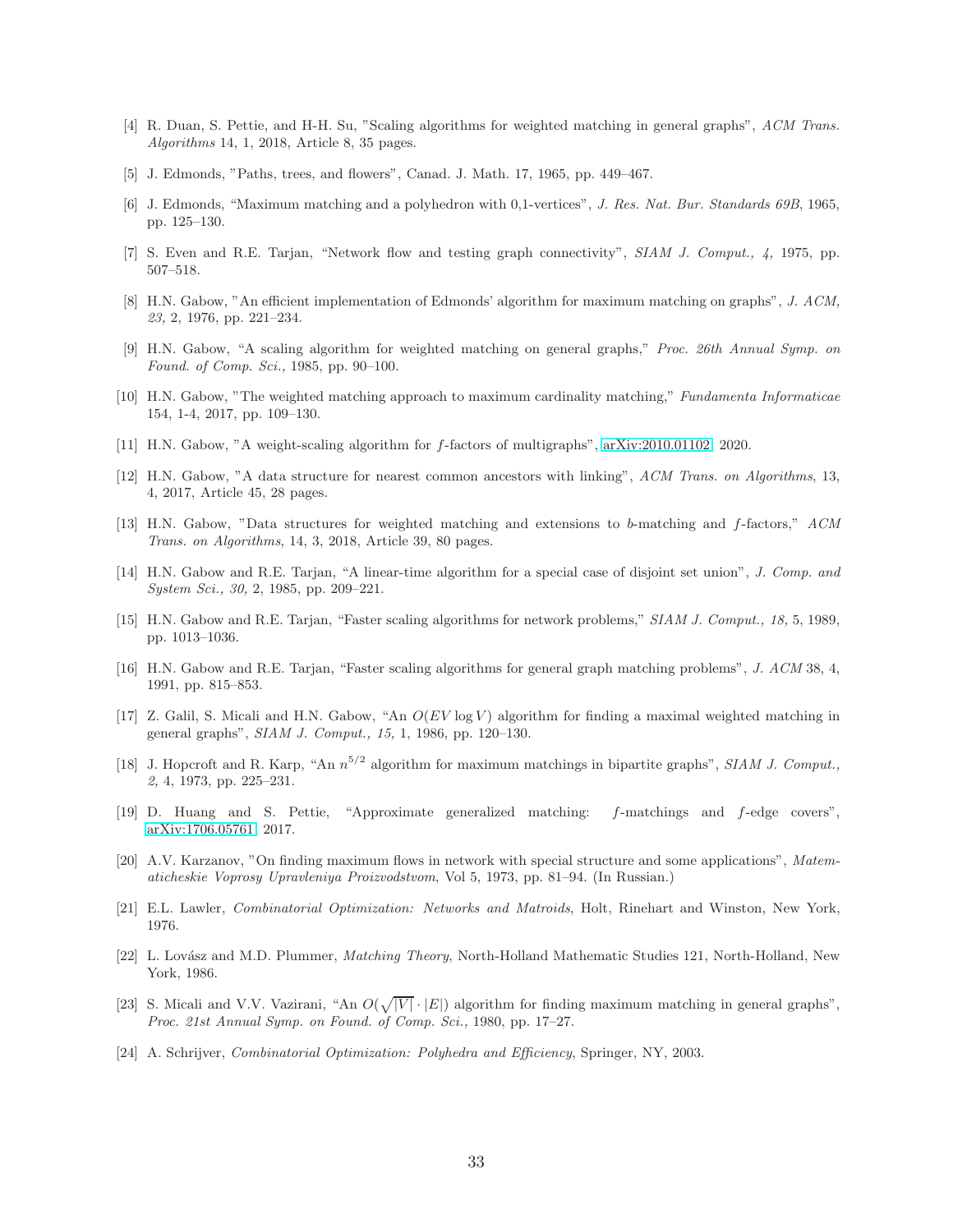[4] R. Duan, S. Pettie, and H-H. Su, "Scaling algorithms for weighted matching in general graphs", *ACM Trans. Algorithms* 14, 1, 2018, Article 8, 35 pages.

[5] J. Edmonds, "Paths, trees, and flowers", Canad. J. Math. 17, 1965, pp. 449–467.

[6] J. Edmonds, "Maximum matching and a polyhedron with 0,1-vertices", *J. Res. Nat. Bur. Standards 69B*, 1965, pp. 125–130.

[7] S. Even and R.E. Tarjan, "Network flow and testing graph connectivity", *SIAM J. Comput., 4,* 1975, pp. 507–518.

[8] H.N. Gabow, "An efficient implementation of Edmonds' algorithm for maximum matching on graphs", *J. ACM, 23,* 2, 1976, pp. 221–234.

[9] H.N. Gabow, "A scaling algorithm for weighted matching on general graphs," *Proc. 26th Annual Symp. on Found. of Comp. Sci.,* 1985, pp. 90–100.

[10] H.N. Gabow, "The weighted matching approach to maximum cardinality matching," *Fundamenta Informaticae* 154, 1-4, 2017, pp. 109–130.

[11] H.N. Gabow, "A weight-scaling algorithm for $f$-factors of multigraphs", arXiv:2010.01102, 2020.

[12] H.N. Gabow, "A data structure for nearest common ancestors with linking", *ACM Trans. on Algorithms*, 13, 4, 2017, Article 45, 28 pages.

[13] H.N. Gabow, "Data structures for weighted matching and extensions to $b$-matching and $f$-factors," *ACM Trans. on Algorithms*, 14, 3, 2018, Article 39, 80 pages.

[14] H.N. Gabow and R.E. Tarjan, "A linear-time algorithm for a special case of disjoint set union", *J. Comp. and System Sci., 30,* 2, 1985, pp. 209–221.

[15] H.N. Gabow and R.E. Tarjan, "Faster scaling algorithms for network problems," *SIAM J. Comput., 18,* 5, 1989, pp. 1013–1036.

[16] H.N. Gabow and R.E. Tarjan, "Faster scaling algorithms for general graph matching problems", *J. ACM* 38, 4, 1991, pp. 815–853.

[17] Z. Galil, S. Micali and H.N. Gabow, "An $O(EV \log V)$ algorithm for finding a maximal weighted matching in general graphs", *SIAM J. Comput., 15,* 1, 1986, pp. 120–130.

[18] J. Hopcroft and R. Karp, "An $n^{5/2}$ algorithm for maximum matchings in bipartite graphs", *SIAM J. Comput., 2,* 4, 1973, pp. 225–231.

[19] D. Huang and S. Pettie, "Approximate generalized matching: $f$-matchings and $f$-edge covers", arXiv:1706.05761, 2017.

[20] A.V. Karzanov, "On finding maximum flows in network with special structure and some applications", *Matematicheskie Voprosy Upravleniya Proizvodstvom*, Vol 5, 1973, pp. 81–94. (In Russian.)

[21] E.L. Lawler, *Combinatorial Optimization: Networks and Matroids*, Holt, Rinehart and Winston, New York, 1976.

[22] L. Lovász and M.D. Plummer, *Matching Theory*, North-Holland Mathematic Studies 121, North-Holland, New York, 1986.

[23] S. Micali and V.V. Vazirani, "An $O(\sqrt{|V|} \cdot |E|)$ algorithm for finding maximum matching in general graphs", *Proc. 21st Annual Symp. on Found. of Comp. Sci.,* 1980, pp. 17–27.

[24] A. Schrijver, *Combinatorial Optimization: Polyhedra and Efficiency*, Springer, NY, 2003.